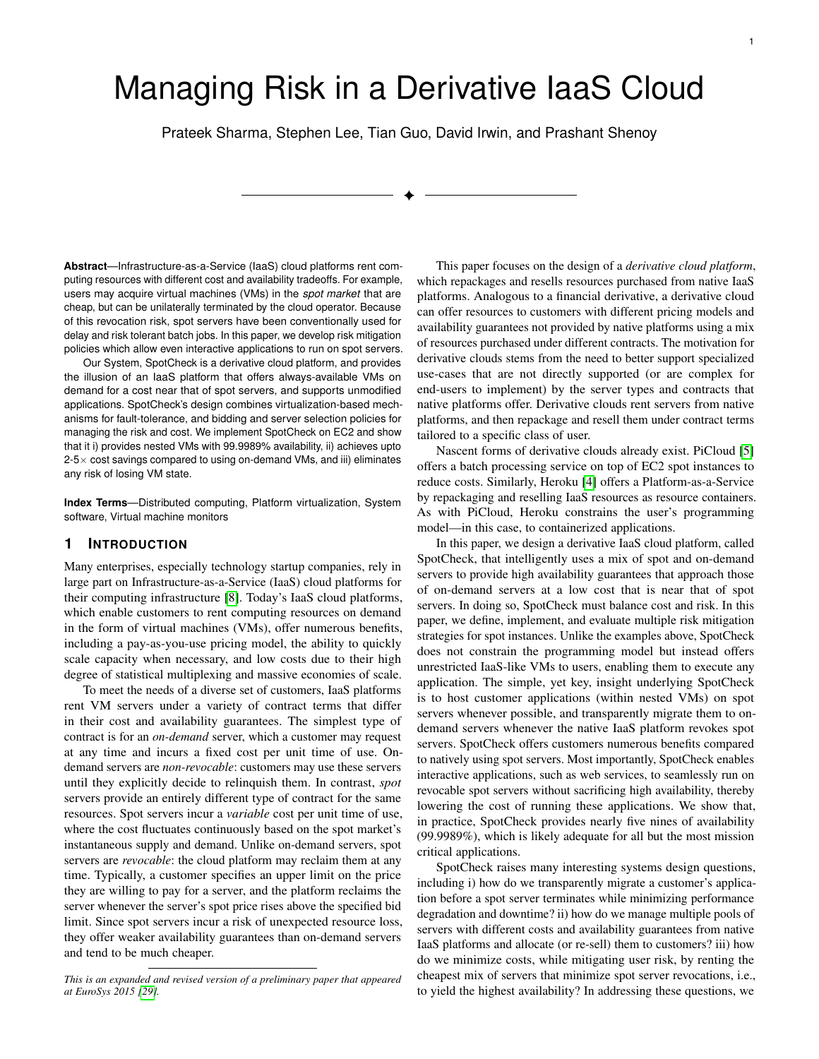# Managing Risk in a Derivative IaaS Cloud

Prateek Sharma, Stephen Lee, Tian Guo, David Irwin, and Prashant Shenoy

✦

**Abstract**—Infrastructure-as-a-Service (IaaS) cloud platforms rent computing resources with different cost and availability tradeoffs. For example, users may acquire virtual machines (VMs) in the *spot market* that are cheap, but can be unilaterally terminated by the cloud operator. Because of this revocation risk, spot servers have been conventionally used for delay and risk tolerant batch jobs. In this paper, we develop risk mitigation policies which allow even interactive applications to run on spot servers.

Our System, SpotCheck is a derivative cloud platform, and provides the illusion of an IaaS platform that offers always-available VMs on demand for a cost near that of spot servers, and supports unmodified applications. SpotCheck's design combines virtualization-based mechanisms for fault-tolerance, and bidding and server selection policies for managing the risk and cost. We implement SpotCheck on EC2 and show that it i) provides nested VMs with 99.9989% availability, ii) achieves upto 2-5× cost savings compared to using on-demand VMs, and iii) eliminates any risk of losing VM state.

**Index Terms**—Distributed computing, Platform virtualization, System software, Virtual machine monitors

## 1 Introduction

Many enterprises, especially technology startup companies, rely in large part on Infrastructure-as-a-Service (IaaS) cloud platforms for their computing infrastructure [8]. Today's IaaS cloud platforms, which enable customers to rent computing resources on demand in the form of virtual machines (VMs), offer numerous benefits, including a pay-as-you-use pricing model, the ability to quickly scale capacity when necessary, and low costs due to their high degree of statistical multiplexing and massive economies of scale.

To meet the needs of a diverse set of customers, IaaS platforms rent VM servers under a variety of contract terms that differ in their cost and availability guarantees. The simplest type of contract is for an *on-demand* server, which a customer may request at any time and incurs a fixed cost per unit time of use. On-demand servers are *non-revocable*: customers may use these servers until they explicitly decide to relinquish them. In contrast, *spot* servers provide an entirely different type of contract for the same resources. Spot servers incur a *variable* cost per unit time of use, where the cost fluctuates continuously based on the spot market's instantaneous supply and demand. Unlike on-demand servers, spot servers are *revocable*: the cloud platform may reclaim them at any time. Typically, a customer specifies an upper limit on the price they are willing to pay for a server, and the platform reclaims the server whenever the server's spot price rises above the specified bid limit. Since spot servers incur a risk of unexpected resource loss, they offer weaker availability guarantees than on-demand servers and tend to be much cheaper.

*This is an expanded and revised version of a preliminary paper that appeared at EuroSys 2015 [29].*

This paper focuses on the design of a *derivative cloud platform*, which repackages and resells resources purchased from native IaaS platforms. Analogous to a financial derivative, a derivative cloud can offer resources to customers with different pricing models and availability guarantees not provided by native platforms using a mix of resources purchased under different contracts. The motivation for derivative clouds stems from the need to better support specialized use-cases that are not directly supported (or are complex for end-users to implement) by the server types and contracts that native platforms offer. Derivative clouds rent servers from native platforms, and then repackage and resell them under contract terms tailored to a specific class of user.

Nascent forms of derivative clouds already exist. PiCloud [5] offers a batch processing service on top of EC2 spot instances to reduce costs. Similarly, Heroku [4] offers a Platform-as-a-Service by repackaging and reselling IaaS resources as resource containers. As with PiCloud, Heroku constrains the user's programming model—in this case, to containerized applications.

In this paper, we design a derivative IaaS cloud platform, called SpotCheck, that intelligently uses a mix of spot and on-demand servers to provide high availability guarantees that approach those of on-demand servers at a low cost that is near that of spot servers. In doing so, SpotCheck must balance cost and risk. In this paper, we define, implement, and evaluate multiple risk mitigation strategies for spot instances. Unlike the examples above, SpotCheck does not constrain the programming model but instead offers unrestricted IaaS-like VMs to users, enabling them to execute any application. The simple, yet key, insight underlying SpotCheck is to host customer applications (within nested VMs) on spot servers whenever possible, and transparently migrate them to on-demand servers whenever the native IaaS platform revokes spot servers. SpotCheck offers customers numerous benefits compared to natively using spot servers. Most importantly, SpotCheck enables interactive applications, such as web services, to seamlessly run on revocable spot servers without sacrificing high availability, thereby lowering the cost of running these applications. We show that, in practice, SpotCheck provides nearly five nines of availability (99.9989%), which is likely adequate for all but the most mission critical applications.

SpotCheck raises many interesting systems design questions, including i) how do we transparently migrate a customer's application before a spot server terminates while minimizing performance degradation and downtime? ii) how do we manage multiple pools of servers with different costs and availability guarantees from native IaaS platforms and allocate (or re-sell) them to customers? iii) how do we minimize costs, while mitigating user risk, by renting the cheapest mix of servers that minimize spot server revocations, i.e., to yield the highest availability? In addressing these questions, we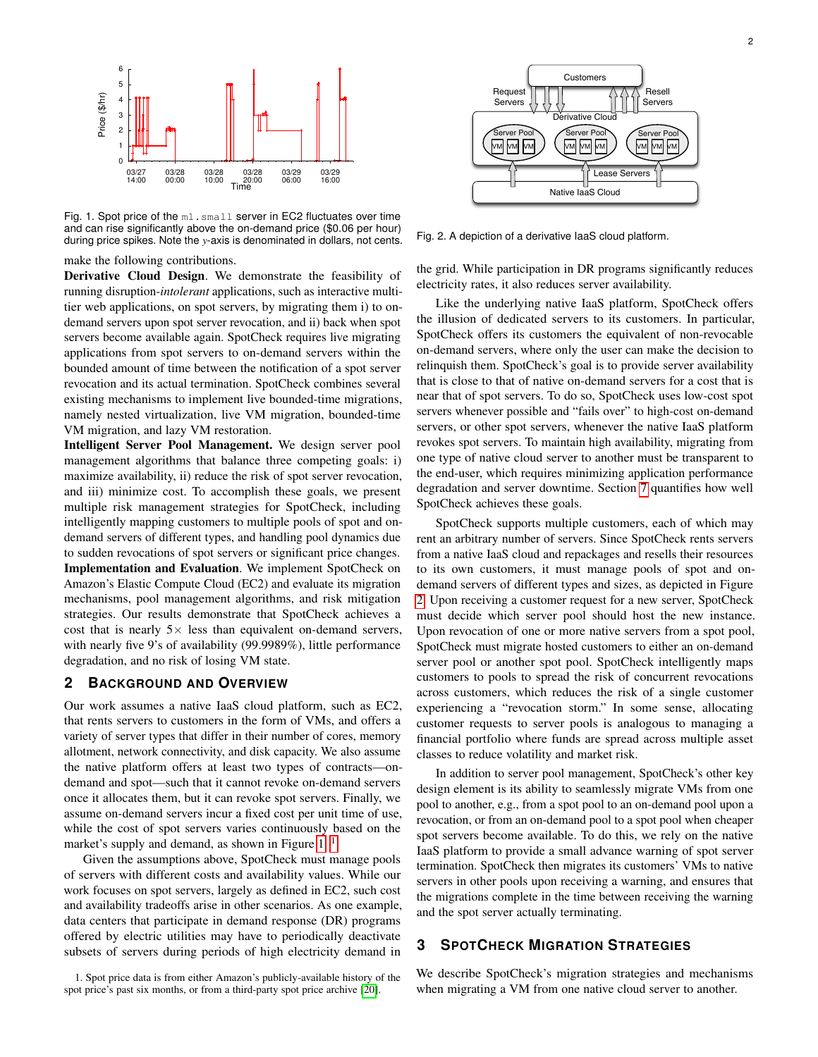Price ($/hr)

6
5
4
3
2
1
0

03/27 14:00
03/28 00:00
03/28 10:00
03/28 20:00
03/29 06:00
03/29 16:00

Time

Fig. 1. Spot price of the `m1.small` server in EC2 fluctuates over time and can rise significantly above the on-demand price ($0.06 per hour) during price spikes. Note the $y$-axis is denominated in dollars, not cents.

Customers

Request Servers

Resell Servers

Derivative Cloud

Server Pool

VM VM VM

Lease Servers

Native IaaS Cloud

Fig. 2. A depiction of a derivative IaaS cloud platform.

make the following contributions.

**Derivative Cloud Design**. We demonstrate the feasibility of running disruption-*intolerant* applications, such as interactive multi-tier web applications, on spot servers, by migrating them i) to on-demand servers upon spot server revocation, and ii) back when spot servers become available again. SpotCheck requires live migrating applications from spot servers to on-demand servers within the bounded amount of time between the notification of a spot server revocation and its actual termination. SpotCheck combines several existing mechanisms to implement live bounded-time migrations, namely nested virtualization, live VM migration, bounded-time VM migration, and lazy VM restoration.

**Intelligent Server Pool Management.** We design server pool management algorithms that balance three competing goals: i) maximize availability, ii) reduce the risk of spot server revocation, and iii) minimize cost. To accomplish these goals, we present multiple risk management strategies for SpotCheck, including intelligently mapping customers to multiple pools of spot and on-demand servers of different types, and handling pool dynamics due to sudden revocations of spot servers or significant price changes.

**Implementation and Evaluation**. We implement SpotCheck on Amazon's Elastic Compute Cloud (EC2) and evaluate its migration mechanisms, pool management algorithms, and risk mitigation strategies. Our results demonstrate that SpotCheck achieves a cost that is nearly 5× less than equivalent on-demand servers, with nearly five 9's of availability (99.9989%), little performance degradation, and no risk of losing VM state.

## 2 Background and Overview

Our work assumes a native IaaS cloud platform, such as EC2, that rents servers to customers in the form of VMs, and offers a variety of server types that differ in their number of cores, memory allotment, network connectivity, and disk capacity. We also assume the native platform offers at least two types of contracts—on-demand and spot—such that it cannot revoke on-demand servers once it allocates them, but it can revoke spot servers. Finally, we assume on-demand servers incur a fixed cost per unit time of use, while the cost of spot servers varies continuously based on the market's supply and demand, as shown in Figure 1.[1]

Given the assumptions above, SpotCheck must manage pools of servers with different costs and availability values. While our work focuses on spot servers, largely as defined in EC2, such cost and availability tradeoffs arise in other scenarios. As one example, data centers that participate in demand response (DR) programs offered by electric utilities may have to periodically deactivate subsets of servers during periods of high electricity demand in the grid. While participation in DR programs significantly reduces electricity rates, it also reduces server availability.

Like the underlying native IaaS platform, SpotCheck offers the illusion of dedicated servers to its customers. In particular, SpotCheck offers its customers the equivalent of non-revocable on-demand servers, where only the user can make the decision to relinquish them. SpotCheck's goal is to provide server availability that is close to that of native on-demand servers for a cost that is near that of spot servers. To do so, SpotCheck uses low-cost spot servers whenever possible and "fails over" to high-cost on-demand servers, or other spot servers, whenever the native IaaS platform revokes spot servers. To maintain high availability, migrating from one type of native cloud server to another must be transparent to the end-user, which requires minimizing application performance degradation and server downtime. Section 7 quantifies how well SpotCheck achieves these goals.

SpotCheck supports multiple customers, each of which may rent an arbitrary number of servers. Since SpotCheck rents servers from a native IaaS cloud and repackages and resells their resources to its own customers, it must manage pools of spot and on-demand servers of different types and sizes, as depicted in Figure 2. Upon receiving a customer request for a new server, SpotCheck must decide which server pool should host the new instance. Upon revocation of one or more native servers from a spot pool, SpotCheck must migrate hosted customers to either an on-demand server pool or another spot pool. SpotCheck intelligently maps customers to pools to spread the risk of concurrent revocations across customers, which reduces the risk of a single customer experiencing a "revocation storm." In some sense, allocating customer requests to server pools is analogous to managing a financial portfolio where funds are spread across multiple asset classes to reduce volatility and market risk.

In addition to server pool management, SpotCheck's other key design element is its ability to seamlessly migrate VMs from one pool to another, e.g., from a spot pool to an on-demand pool upon a revocation, or from an on-demand pool to a spot pool when cheaper spot servers become available. To do this, we rely on the native IaaS platform to provide a small advance warning of spot server termination. SpotCheck then migrates its customers' VMs to native servers in other pools upon receiving a warning, and ensures that the migrations complete in the time between receiving the warning and the spot server actually terminating.

## 3 SpotCheck Migration Strategies

We describe SpotCheck's migration strategies and mechanisms when migrating a VM from one native cloud server to another.

1. Spot price data is from either Amazon's publicly-available history of the spot price's past six months, or from a third-party spot price archive [20].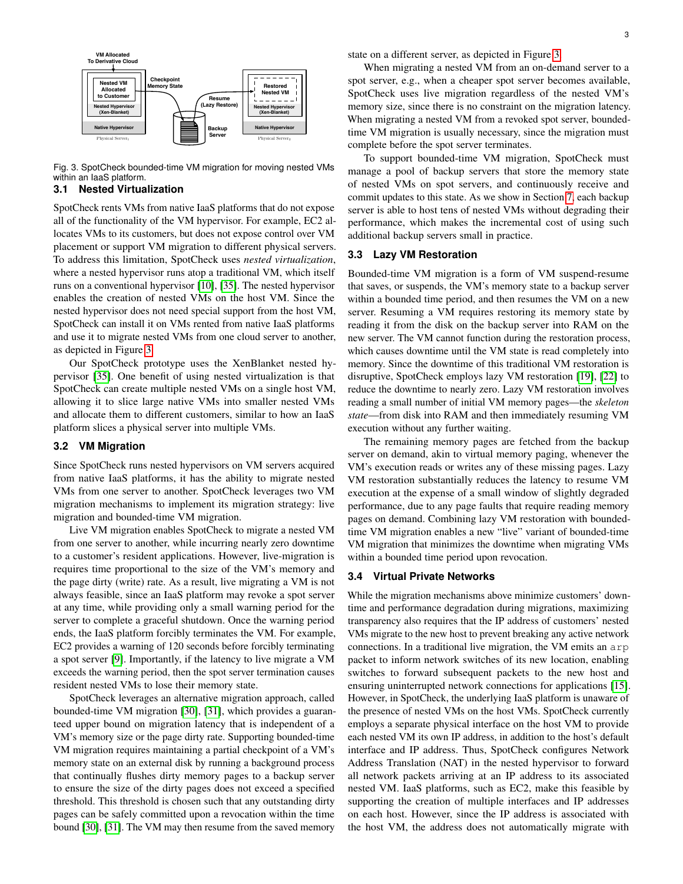Fig. 3. SpotCheck bounded-time VM migration for moving nested VMs within an IaaS platform.

### 3.1 Nested Virtualization

SpotCheck rents VMs from native IaaS platforms that do not expose all of the functionality of the VM hypervisor. For example, EC2 allocates VMs to its customers, but does not expose control over VM placement or support VM migration to different physical servers. To address this limitation, SpotCheck uses *nested virtualization*, where a nested hypervisor runs atop a traditional VM, which itself runs on a conventional hypervisor [10], [35]. The nested hypervisor enables the creation of nested VMs on the host VM. Since the nested hypervisor does not need special support from the host VM, SpotCheck can install it on VMs rented from native IaaS platforms and use it to migrate nested VMs from one cloud server to another, as depicted in Figure 3.

Our SpotCheck prototype uses the XenBlanket nested hypervisor [35]. One benefit of using nested virtualization is that SpotCheck can create multiple nested VMs on a single host VM, allowing it to slice large native VMs into smaller nested VMs and allocate them to different customers, similar to how an IaaS platform slices a physical server into multiple VMs.

### 3.2 VM Migration

Since SpotCheck runs nested hypervisors on VM servers acquired from native IaaS platforms, it has the ability to migrate nested VMs from one server to another. SpotCheck leverages two VM migration mechanisms to implement its migration strategy: live migration and bounded-time VM migration.

Live VM migration enables SpotCheck to migrate a nested VM from one server to another, while incurring nearly zero downtime to a customer's resident applications. However, live-migration is requires time proportional to the size of the VM's memory and the page dirty (write) rate. As a result, live migrating a VM is not always feasible, since an IaaS platform may revoke a spot server at any time, while providing only a small warning period for the server to complete a graceful shutdown. Once the warning period ends, the IaaS platform forcibly terminates the VM. For example, EC2 provides a warning of 120 seconds before forcibly terminating a spot server [9]. Importantly, if the latency to live migrate a VM exceeds the warning period, then the spot server termination causes resident nested VMs to lose their memory state.

SpotCheck leverages an alternative migration approach, called bounded-time VM migration [30], [31], which provides a guaranteed upper bound on migration latency that is independent of a VM's memory size or the page dirty rate. Supporting bounded-time VM migration requires maintaining a partial checkpoint of a VM's memory state on an external disk by running a background process that continually flushes dirty memory pages to a backup server to ensure the size of the dirty pages does not exceed a specified threshold. This threshold is chosen such that any outstanding dirty pages can be safely committed upon a revocation within the time bound [30], [31]. The VM may then resume from the saved memory state on a different server, as depicted in Figure 3.

When migrating a nested VM from an on-demand server to a spot server, e.g., when a cheaper spot server becomes available, SpotCheck uses live migration regardless of the nested VM's memory size, since there is no constraint on the migration latency. When migrating a nested VM from a revoked spot server, bounded-time VM migration is usually necessary, since the migration must complete before the spot server terminates.

To support bounded-time VM migration, SpotCheck must manage a pool of backup servers that store the memory state of nested VMs on spot servers, and continuously receive and commit updates to this state. As we show in Section 7, each backup server is able to host tens of nested VMs without degrading their performance, which makes the incremental cost of using such additional backup servers small in practice.

### 3.3 Lazy VM Restoration

Bounded-time VM migration is a form of VM suspend-resume that saves, or suspends, the VM's memory state to a backup server within a bounded time period, and then resumes the VM on a new server. Resuming a VM requires restoring its memory state by reading it from the disk on the backup server into RAM on the new server. The VM cannot function during the restoration process, which causes downtime until the VM state is read completely into memory. Since the downtime of this traditional VM restoration is disruptive, SpotCheck employs lazy VM restoration [19], [22] to reduce the downtime to nearly zero. Lazy VM restoration involves reading a small number of initial VM memory pages—the *skeleton state*—from disk into RAM and then immediately resuming VM execution without any further waiting.

The remaining memory pages are fetched from the backup server on demand, akin to virtual memory paging, whenever the VM's execution reads or writes any of these missing pages. Lazy VM restoration substantially reduces the latency to resume VM execution at the expense of a small window of slightly degraded performance, due to any page faults that require reading memory pages on demand. Combining lazy VM restoration with bounded-time VM migration enables a new "live" variant of bounded-time VM migration that minimizes the downtime when migrating VMs within a bounded time period upon revocation.

### 3.4 Virtual Private Networks

While the migration mechanisms above minimize customers' downtime and performance degradation during migrations, maximizing transparency also requires that the IP address of customers' nested VMs migrate to the new host to prevent breaking any active network connections. In a traditional live migration, the VM emits an `arp` packet to inform network switches of its new location, enabling switches to forward subsequent packets to the new host and ensuring uninterrupted network connections for applications [15]. However, in SpotCheck, the underlying IaaS platform is unaware of the presence of nested VMs on the host VMs. SpotCheck currently employs a separate physical interface on the host VM to provide each nested VM its own IP address, in addition to the host's default interface and IP address. Thus, SpotCheck configures Network Address Translation (NAT) in the nested hypervisor to forward all network packets arriving at an IP address to its associated nested VM. IaaS platforms, such as EC2, make this feasible by supporting the creation of multiple interfaces and IP addresses on each host. However, since the IP address is associated with the host VM, the address does not automatically migrate with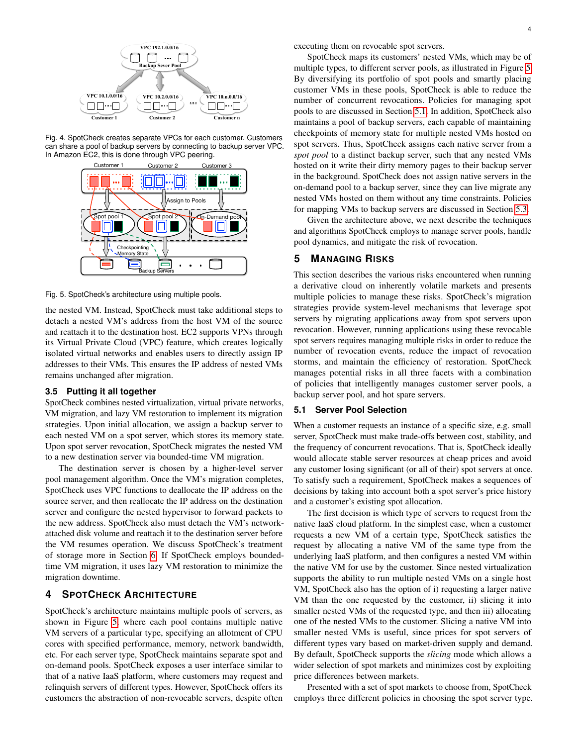VPC 192.1.0.0/16

Backup Sever Pool

VPC 10.1.0.0/16

Customer 1

VPC 10.2.0.0/16

Customer 2

VPC 10.n.0.0/16

Customer n

Fig. 4. SpotCheck creates separate VPCs for each customer. Customers can share a pool of backup servers by connecting to backup server VPC. In Amazon EC2, this is done through VPC peering.

Customer 1

Customer 2

Customer 3

Assign to Pools

Spot pool 1

Spot pool 2

On-Demand pool

Checkpointing Memory State

Backup Servers

Fig. 5. SpotCheck's architecture using multiple pools.

the nested VM. Instead, SpotCheck must take additional steps to detach a nested VM's address from the host VM of the source and reattach it to the destination host. EC2 supports VPNs through its Virtual Private Cloud (VPC) feature, which creates logically isolated virtual networks and enables users to directly assign IP addresses to their VMs. This ensures the IP address of nested VMs remains unchanged after migration.

### 3.5 Putting it all together

SpotCheck combines nested virtualization, virtual private networks, VM migration, and lazy VM restoration to implement its migration strategies. Upon initial allocation, we assign a backup server to each nested VM on a spot server, which stores its memory state. Upon spot server revocation, SpotCheck migrates the nested VM to a new destination server via bounded-time VM migration.

The destination server is chosen by a higher-level server pool management algorithm. Once the VM's migration completes, SpotCheck uses VPC functions to deallocate the IP address on the source server, and then reallocate the IP address on the destination server and configure the nested hypervisor to forward packets to the new address. SpotCheck also must detach the VM's network-attached disk volume and reattach it to the destination server before the VM resumes operation. We discuss SpotCheck's treatment of storage more in Section 6. If SpotCheck employs bounded-time VM migration, it uses lazy VM restoration to minimize the migration downtime.

## 4 SpotCheck Architecture

SpotCheck's architecture maintains multiple pools of servers, as shown in Figure 5, where each pool contains multiple native VM servers of a particular type, specifying an allotment of CPU cores with specified performance, memory, network bandwidth, etc. For each server type, SpotCheck maintains separate spot and on-demand pools. SpotCheck exposes a user interface similar to that of a native IaaS platform, where customers may request and relinquish servers of different types. However, SpotCheck offers its customers the abstraction of non-revocable servers, despite often executing them on revocable spot servers.

SpotCheck maps its customers' nested VMs, which may be of multiple types, to different server pools, as illustrated in Figure 5. By diversifying its portfolio of spot pools and smartly placing customer VMs in these pools, SpotCheck is able to reduce the number of concurrent revocations. Policies for managing spot pools to are discussed in Section 5.1. In addition, SpotCheck also maintains a pool of backup servers, each capable of maintaining checkpoints of memory state for multiple nested VMs hosted on spot servers. Thus, SpotCheck assigns each native server from a *spot pool* to a distinct backup server, such that any nested VMs hosted on it write their dirty memory pages to their backup server in the background. SpotCheck does not assign native servers in the on-demand pool to a backup server, since they can live migrate any nested VMs hosted on them without any time constraints. Policies for mapping VMs to backup servers are discussed in Section 5.3.

Given the architecture above, we next describe the techniques and algorithms SpotCheck employs to manage server pools, handle pool dynamics, and mitigate the risk of revocation.

## 5 Managing Risks

This section describes the various risks encountered when running a derivative cloud on inherently volatile markets and presents multiple policies to manage these risks. SpotCheck's migration strategies provide system-level mechanisms that leverage spot servers by migrating applications away from spot servers upon revocation. However, running applications using these revocable spot servers requires managing multiple risks in order to reduce the number of revocation events, reduce the impact of revocation storms, and maintain the efficiency of restoration. SpotCheck manages potential risks in all three facets with a combination of policies that intelligently manages customer server pools, a backup server pool, and hot spare servers.

### 5.1 Server Pool Selection

When a customer requests an instance of a specific size, e.g. small server, SpotCheck must make trade-offs between cost, stability, and the frequency of concurrent revocations. That is, SpotCheck ideally would allocate stable server resources at cheap prices and avoid any customer losing significant (or all of their) spot servers at once. To satisfy such a requirement, SpotCheck makes a sequences of decisions by taking into account both a spot server's price history and a customer's existing spot allocation.

The first decision is which type of servers to request from the native IaaS cloud platform. In the simplest case, when a customer requests a new VM of a certain type, SpotCheck satisfies the request by allocating a native VM of the same type from the underlying IaaS platform, and then configures a nested VM within the native VM for use by the customer. Since nested virtualization supports the ability to run multiple nested VMs on a single host VM, SpotCheck also has the option of i) requesting a larger native VM than the one requested by the customer, ii) slicing it into smaller nested VMs of the requested type, and then iii) allocating one of the nested VMs to the customer. Slicing a native VM into smaller nested VMs is useful, since prices for spot servers of different types vary based on market-driven supply and demand. By default, SpotCheck supports the *slicing* mode which allows a wider selection of spot markets and minimizes cost by exploiting price differences between markets.

Presented with a set of spot markets to choose from, SpotCheck employs three different policies in choosing the spot server type.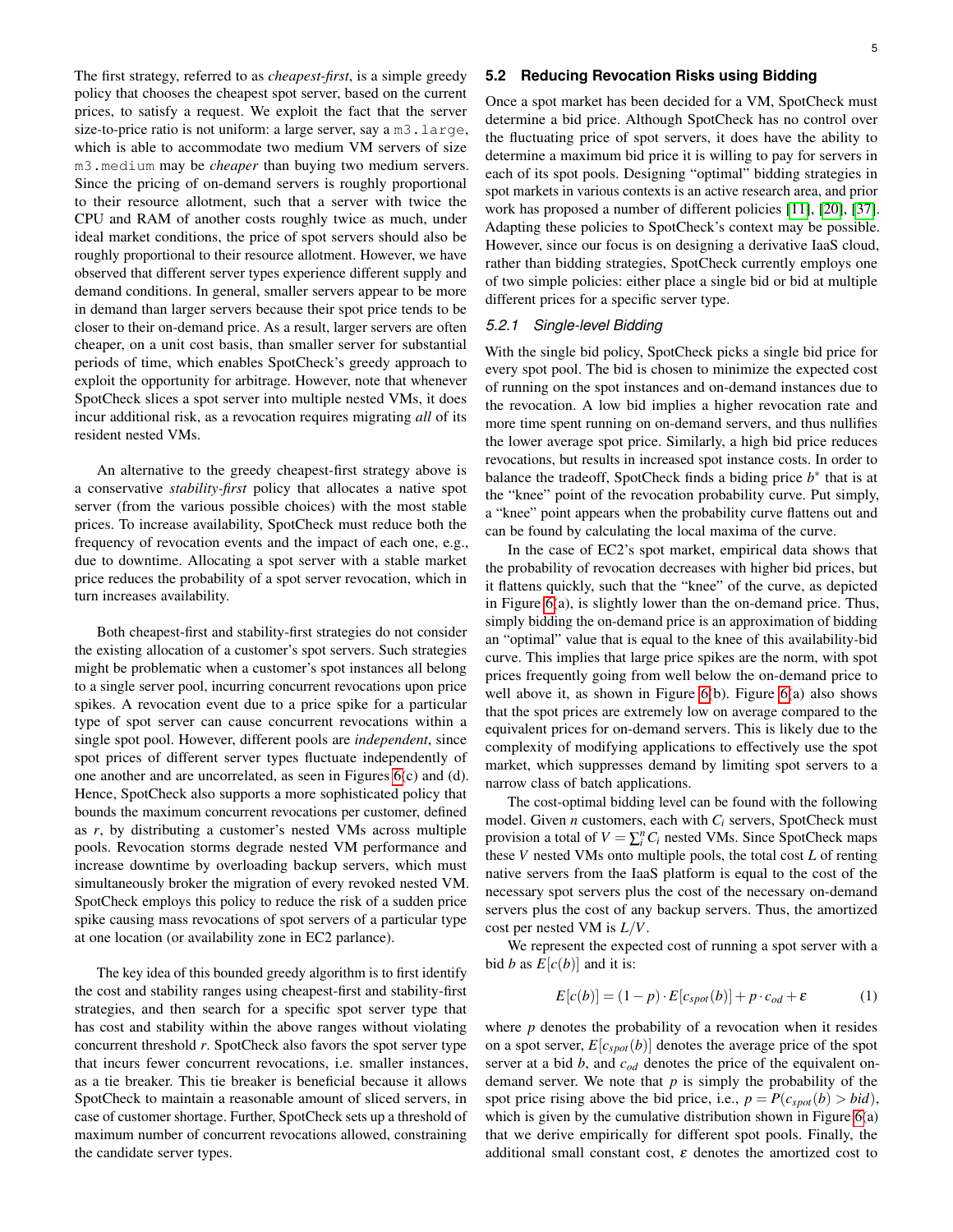The first strategy, referred to as *cheapest-first*, is a simple greedy policy that chooses the cheapest spot server, based on the current prices, to satisfy a request. We exploit the fact that the server size-to-price ratio is not uniform: a large server, say a `m3.large`, which is able to accommodate two medium VM servers of size `m3.medium` may be *cheaper* than buying two medium servers. Since the pricing of on-demand servers is roughly proportional to their resource allotment, such that a server with twice the CPU and RAM of another costs roughly twice as much, under ideal market conditions, the price of spot servers should also be roughly proportional to their resource allotment. However, we have observed that different server types experience different supply and demand conditions. In general, smaller servers appear to be more in demand than larger servers because their spot price tends to be closer to their on-demand price. As a result, larger servers are often cheaper, on a unit cost basis, than smaller server for substantial periods of time, which enables SpotCheck's greedy approach to exploit the opportunity for arbitrage. However, note that whenever SpotCheck slices a spot server into multiple nested VMs, it does incur additional risk, as a revocation requires migrating *all* of its resident nested VMs.

An alternative to the greedy cheapest-first strategy above is a conservative *stability-first* policy that allocates a native spot server (from the various possible choices) with the most stable prices. To increase availability, SpotCheck must reduce both the frequency of revocation events and the impact of each one, e.g., due to downtime. Allocating a spot server with a stable market price reduces the probability of a spot server revocation, which in turn increases availability.

Both cheapest-first and stability-first strategies do not consider the existing allocation of a customer's spot servers. Such strategies might be problematic when a customer's spot instances all belong to a single server pool, incurring concurrent revocations upon price spikes. A revocation event due to a price spike for a particular type of spot server can cause concurrent revocations within a single spot pool. However, different pools are *independent*, since spot prices of different server types fluctuate independently of one another and are uncorrelated, as seen in Figures 6(c) and (d). Hence, SpotCheck also supports a more sophisticated policy that bounds the maximum concurrent revocations per customer, defined as $r$, by distributing a customer's nested VMs across multiple pools. Revocation storms degrade nested VM performance and increase downtime by overloading backup servers, which must simultaneously broker the migration of every revoked nested VM. SpotCheck employs this policy to reduce the risk of a sudden price spike causing mass revocations of spot servers of a particular type at one location (or availability zone in EC2 parlance).

The key idea of this bounded greedy algorithm is to first identify the cost and stability ranges using cheapest-first and stability-first strategies, and then search for a specific spot server type that has cost and stability within the above ranges without violating concurrent threshold $r$. SpotCheck also favors the spot server type that incurs fewer concurrent revocations, i.e. smaller instances, as a tie breaker. This tie breaker is beneficial because it allows SpotCheck to maintain a reasonable amount of sliced servers, in case of customer shortage. Further, SpotCheck sets up a threshold of maximum number of concurrent revocations allowed, constraining the candidate server types.

### 5.2 Reducing Revocation Risks using Bidding

Once a spot market has been decided for a VM, SpotCheck must determine a bid price. Although SpotCheck has no control over the fluctuating price of spot servers, it does have the ability to determine a maximum bid price it is willing to pay for servers in each of its spot pools. Designing "optimal" bidding strategies in spot markets in various contexts is an active research area, and prior work has proposed a number of different policies [11], [20], [37]. Adapting these policies to SpotCheck's context may be possible. However, since our focus is on designing a derivative IaaS cloud, rather than bidding strategies, SpotCheck currently employs one of two simple policies: either place a single bid or bid at multiple different prices for a specific server type.

#### 5.2.1 Single-level Bidding

With the single bid policy, SpotCheck picks a single bid price for every spot pool. The bid is chosen to minimize the expected cost of running on the spot instances and on-demand instances due to the revocation. A low bid implies a higher revocation rate and more time spent running on on-demand servers, and thus nullifies the lower average spot price. Similarly, a high bid price reduces revocations, but results in increased spot instance costs. In order to balance the tradeoff, SpotCheck finds a biding price $b^*$ that is at the "knee" point of the revocation probability curve. Put simply, a "knee" point appears when the probability curve flattens out and can be found by calculating the local maxima of the curve.

In the case of EC2's spot market, empirical data shows that the probability of revocation decreases with higher bid prices, but it flattens quickly, such that the "knee" of the curve, as depicted in Figure 6(a), is slightly lower than the on-demand price. Thus, simply bidding the on-demand price is an approximation of bidding an "optimal" value that is equal to the knee of this availability-bid curve. This implies that large price spikes are the norm, with spot prices frequently going from well below the on-demand price to well above it, as shown in Figure 6(b). Figure 6(a) also shows that the spot prices are extremely low on average compared to the equivalent prices for on-demand servers. This is likely due to the complexity of modifying applications to effectively use the spot market, which suppresses demand by limiting spot servers to a narrow class of batch applications.

The cost-optimal bidding level can be found with the following model. Given $n$ customers, each with $C_i$ servers, SpotCheck must provision a total of $V = \sum_i^n C_i$ nested VMs. Since SpotCheck maps these $V$ nested VMs onto multiple pools, the total cost $L$ of renting native servers from the IaaS platform is equal to the cost of the necessary spot servers plus the cost of the necessary on-demand servers plus the cost of any backup servers. Thus, the amortized cost per nested VM is $L/V$.

We represent the expected cost of running a spot server with a bid $b$ as $E[c(b)]$ and it is:

$$E[c(b)] = (1-p) \cdot E[c_{spot}(b)] + p \cdot c_{od} + \varepsilon \qquad (1)$$

where $p$ denotes the probability of a revocation when it resides on a spot server, $E[c_{spot}(b)]$ denotes the average price of the spot server at a bid $b$, and $c_{od}$ denotes the price of the equivalent on-demand server. We note that $p$ is simply the probability of the spot price rising above the bid price, i.e., $p = P(c_{spot}(b) > bid)$, which is given by the cumulative distribution shown in Figure 6(a) that we derive empirically for different spot pools. Finally, the additional small constant cost, $\varepsilon$ denotes the amortized cost to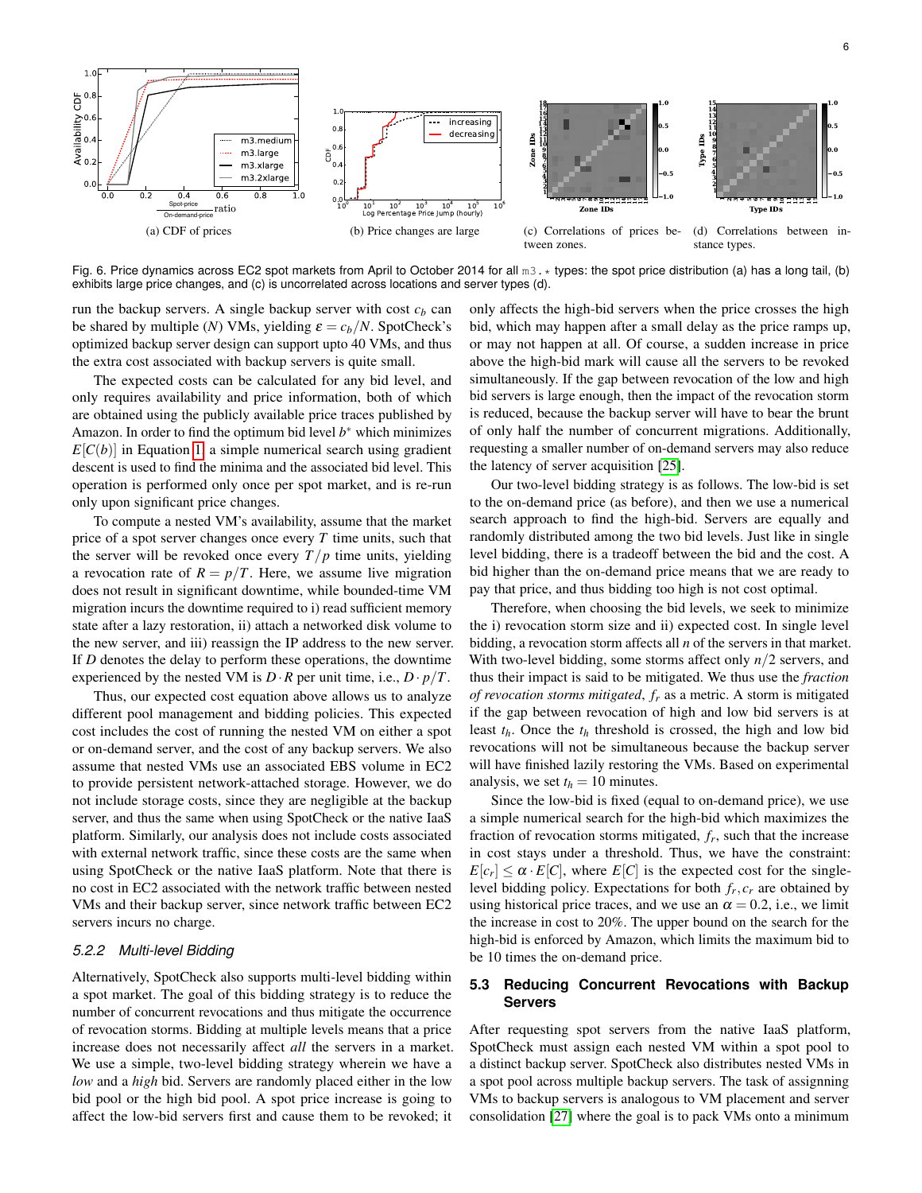(a) CDF of prices

(b) Price changes are large

(c) Correlations of prices between zones.

(d) Correlations between instance types.

Fig. 6. Price dynamics across EC2 spot markets from April to October 2014 for all `m3.*` types: the spot price distribution (a) has a long tail, (b) exhibits large price changes, and (c) is uncorrelated across locations and server types (d).

run the backup servers. A single backup server with cost $c_b$ can be shared by multiple ($N$) VMs, yielding $\varepsilon = c_b/N$. SpotCheck's optimized backup server design can support upto 40 VMs, and thus the extra cost associated with backup servers is quite small.

The expected costs can be calculated for any bid level, and only requires availability and price information, both of which are obtained using the publicly available price traces published by Amazon. In order to find the optimum bid level $b^*$ which minimizes $E[C(b)]$ in Equation 1, a simple numerical search using gradient descent is used to find the minima and the associated bid level. This operation is performed only once per spot market, and is re-run only upon significant price changes.

To compute a nested VM's availability, assume that the market price of a spot server changes once every $T$ time units, such that the server will be revoked once every $T/p$ time units, yielding a revocation rate of $R = p/T$. Here, we assume live migration does not result in significant downtime, while bounded-time VM migration incurs the downtime required to i) read sufficient memory state after a lazy restoration, ii) attach a networked disk volume to the new server, and iii) reassign the IP address to the new server. If $D$ denotes the delay to perform these operations, the downtime experienced by the nested VM is $D \cdot R$ per unit time, i.e., $D \cdot p/T$.

Thus, our expected cost equation above allows us to analyze different pool management and bidding policies. This expected cost includes the cost of running the nested VM on either a spot or on-demand server, and the cost of any backup servers. We also assume that nested VMs use an associated EBS volume in EC2 to provide persistent network-attached storage. However, we do not include storage costs, since they are negligible at the backup server, and thus the same when using SpotCheck or the native IaaS platform. Similarly, our analysis does not include costs associated with external network traffic, since these costs are the same when using SpotCheck or the native IaaS platform. Note that there is no cost in EC2 associated with the network traffic between nested VMs and their backup server, since network traffic between EC2 servers incurs no charge.

### 5.2.2 Multi-level Bidding

Alternatively, SpotCheck also supports multi-level bidding within a spot market. The goal of this bidding strategy is to reduce the number of concurrent revocations and thus mitigate the occurrence of revocation storms. Bidding at multiple levels means that a price increase does not necessarily affect *all* the servers in a market. We use a simple, two-level bidding strategy wherein we have a *low* and a *high* bid. Servers are randomly placed either in the low bid pool or the high bid pool. A spot price increase is going to affect the low-bid servers first and cause them to be revoked; it only affects the high-bid servers when the price crosses the high bid, which may happen after a small delay as the price ramps up, or may not happen at all. Of course, a sudden increase in price above the high-bid mark will cause all the servers to be revoked simultaneously. If the gap between revocation of the low and high bid servers is large enough, then the impact of the revocation storm is reduced, because the backup server will have to bear the brunt of only half the number of concurrent migrations. Additionally, requesting a smaller number of on-demand servers may also reduce the latency of server acquisition [25].

Our two-level bidding strategy is as follows. The low-bid is set to the on-demand price (as before), and then we use a numerical search approach to find the high-bid. Servers are equally and randomly distributed among the two bid levels. Just like in single level bidding, there is a tradeoff between the bid and the cost. A bid higher than the on-demand price means that we are ready to pay that price, and thus bidding too high is not cost optimal.

Therefore, when choosing the bid levels, we seek to minimize the i) revocation storm size and ii) expected cost. In single level bidding, a revocation storm affects all $n$ of the servers in that market. With two-level bidding, some storms affect only $n/2$ servers, and thus their impact is said to be mitigated. We thus use the *fraction of revocation storms mitigated*, $f_r$ as a metric. A storm is mitigated if the gap between revocation of high and low bid servers is at least $t_h$. Once the $t_h$ threshold is crossed, the high and low bid revocations will not be simultaneous because the backup server will have finished lazily restoring the VMs. Based on experimental analysis, we set $t_h = 10$ minutes.

Since the low-bid is fixed (equal to on-demand price), we use a simple numerical search for the high-bid which maximizes the fraction of revocation storms mitigated, $f_r$, such that the increase in cost stays under a threshold. Thus, we have the constraint: $E[c_r] \leq \alpha \cdot E[C]$, where $E[C]$ is the expected cost for the single-level bidding policy. Expectations for both $f_r, c_r$ are obtained by using historical price traces, and we use an $\alpha = 0.2$, i.e., we limit the increase in cost to 20%. The upper bound on the search for the high-bid is enforced by Amazon, which limits the maximum bid to be 10 times the on-demand price.

## 5.3 Reducing Concurrent Revocations with Backup Servers

After requesting spot servers from the native IaaS platform, SpotCheck must assign each nested VM within a spot pool to a distinct backup server. SpotCheck also distributes nested VMs in a spot pool across multiple backup servers. The task of assignning VMs to backup servers is analogous to VM placement and server consolidation [27] where the goal is to pack VMs onto a minimum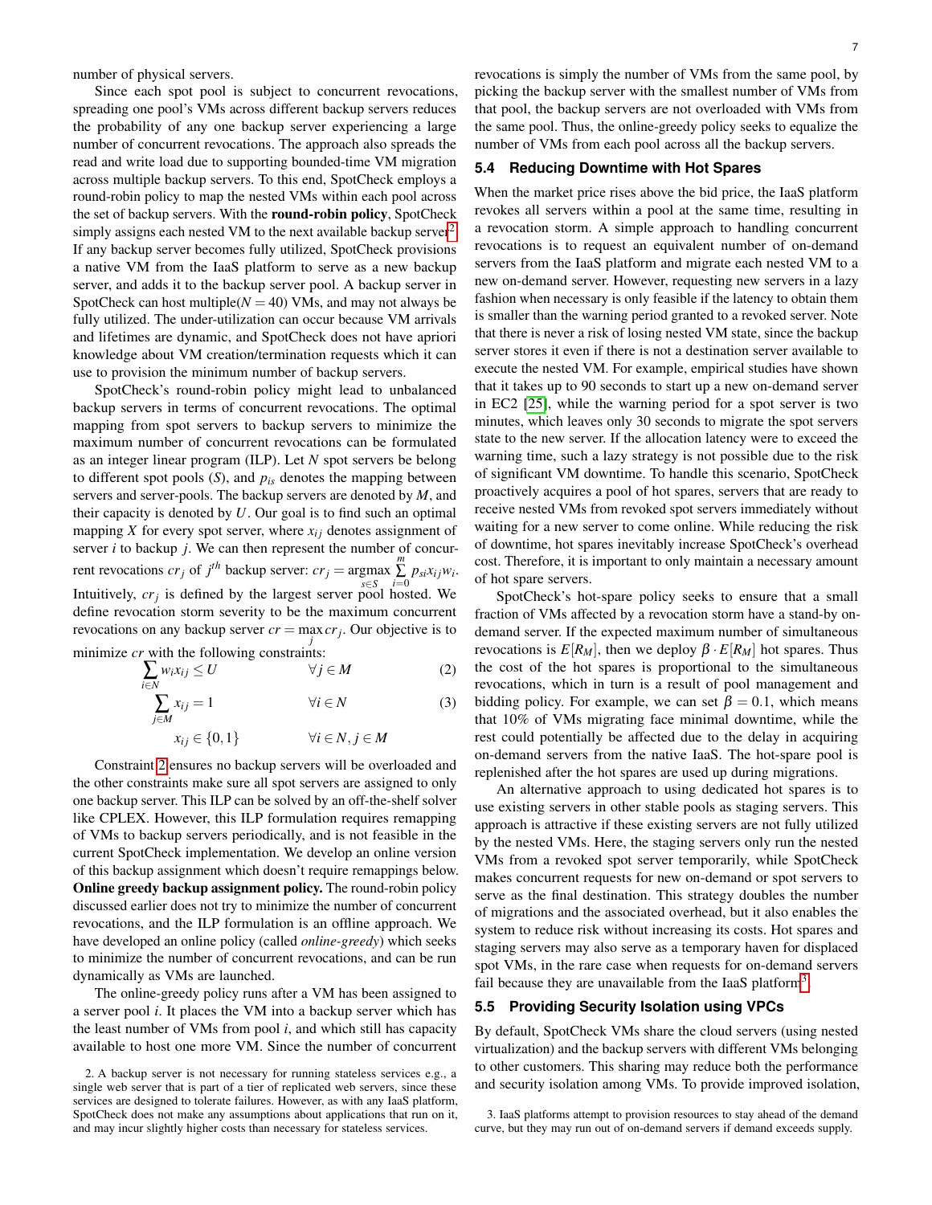number of physical servers.

Since each spot pool is subject to concurrent revocations, spreading one pool's VMs across different backup servers reduces the probability of any one backup server experiencing a large number of concurrent revocations. The approach also spreads the read and write load due to supporting bounded-time VM migration across multiple backup servers. To this end, SpotCheck employs a round-robin policy to map the nested VMs within each pool across the set of backup servers. With the **round-robin policy**, SpotCheck simply assigns each nested VM to the next available backup server[2]. If any backup server becomes fully utilized, SpotCheck provisions a native VM from the IaaS platform to serve as a new backup server, and adds it to the backup server pool. A backup server in SpotCheck can host multiple($N = 40$) VMs, and may not always be fully utilized. The under-utilization can occur because VM arrivals and lifetimes are dynamic, and SpotCheck does not have apriori knowledge about VM creation/termination requests which it can use to provision the minimum number of backup servers.

SpotCheck's round-robin policy might lead to unbalanced backup servers in terms of concurrent revocations. The optimal mapping from spot servers to backup servers to minimize the maximum number of concurrent revocations can be formulated as an integer linear program (ILP). Let $N$ spot servers be belong to different spot pools ($S$), and $p_{is}$ denotes the mapping between servers and server-pools. The backup servers are denoted by $M$, and their capacity is denoted by $U$. Our goal is to find such an optimal mapping $X$ for every spot server, where $x_{ij}$ denotes assignment of server $i$ to backup $j$. We can then represent the number of concurrent revocations $cr_j$ of $j^{th}$ backup server: $cr_j = \underset{s \in S}{\operatorname{argmax}} \sum_{i=0}^{m} p_{si} x_{ij} w_i$. Intuitively, $cr_j$ is defined by the largest server pool hosted. We define revocation storm severity to be the maximum concurrent revocations on any backup server $cr = \max_j cr_j$. Our objective is to minimize $cr$ with the following constraints:

$$\sum_{i \in N} w_i x_{ij} \leq U \qquad \forall j \in M \tag{2}$$

$$\sum_{j \in M} x_{ij} = 1 \qquad \forall i \in N \tag{3}$$

$$x_{ij} \in \{0, 1\} \qquad \forall i \in N, j \in M$$

Constraint 2 ensures no backup servers will be overloaded and the other constraints make sure all spot servers are assigned to only one backup server. This ILP can be solved by an off-the-shelf solver like CPLEX. However, this ILP formulation requires remapping of VMs to backup servers periodically, and is not feasible in the current SpotCheck implementation. We develop an online version of this backup assignment which doesn't require remappings below.

**Online greedy backup assignment policy.** The round-robin policy discussed earlier does not try to minimize the number of concurrent revocations, and the ILP formulation is an offline approach. We have developed an online policy (called *online-greedy*) which seeks to minimize the number of concurrent revocations, and can be run dynamically as VMs are launched.

The online-greedy policy runs after a VM has been assigned to a server pool $i$. It places the VM into a backup server which has the least number of VMs from pool $i$, and which still has capacity available to host one more VM. Since the number of concurrent revocations is simply the number of VMs from the same pool, by picking the backup server with the smallest number of VMs from that pool, the backup servers are not overloaded with VMs from the same pool. Thus, the online-greedy policy seeks to equalize the number of VMs from each pool across all the backup servers.

### 5.4 Reducing Downtime with Hot Spares

When the market price rises above the bid price, the IaaS platform revokes all servers within a pool at the same time, resulting in a revocation storm. A simple approach to handling concurrent revocations is to request an equivalent number of on-demand servers from the IaaS platform and migrate each nested VM to a new on-demand server. However, requesting new servers in a lazy fashion when necessary is only feasible if the latency to obtain them is smaller than the warning period granted to a revoked server. Note that there is never a risk of losing nested VM state, since the backup server stores it even if there is not a destination server available to execute the nested VM. For example, empirical studies have shown that it takes up to 90 seconds to start up a new on-demand server in EC2 [25], while the warning period for a spot server is two minutes, which leaves only 30 seconds to migrate the spot servers state to the new server. If the allocation latency were to exceed the warning time, such a lazy strategy is not possible due to the risk of significant VM downtime. To handle this scenario, SpotCheck proactively acquires a pool of hot spares, servers that are ready to receive nested VMs from revoked spot servers immediately without waiting for a new server to come online. While reducing the risk of downtime, hot spares inevitably increase SpotCheck's overhead cost. Therefore, it is important to only maintain a necessary amount of hot spare servers.

SpotCheck's hot-spare policy seeks to ensure that a small fraction of VMs affected by a revocation storm have a stand-by on-demand server. If the expected maximum number of simultaneous revocations is $E[R_M]$, then we deploy $\beta \cdot E[R_M]$ hot spares. Thus the cost of the hot spares is proportional to the simultaneous revocations, which in turn is a result of pool management and bidding policy. For example, we can set $\beta = 0.1$, which means that 10% of VMs migrating face minimal downtime, while the rest could potentially be affected due to the delay in acquiring on-demand servers from the native IaaS. The hot-spare pool is replenished after the hot spares are used up during migrations.

An alternative approach to using dedicated hot spares is to use existing servers in other stable pools as staging servers. This approach is attractive if these existing servers are not fully utilized by the nested VMs. Here, the staging servers only run the nested VMs from a revoked spot server temporarily, while SpotCheck makes concurrent requests for new on-demand or spot servers to serve as the final destination. This strategy doubles the number of migrations and the associated overhead, but it also enables the system to reduce risk without increasing its costs. Hot spares and staging servers may also serve as a temporary haven for displaced spot VMs, in the rare case when requests for on-demand servers fail because they are unavailable from the IaaS platform[3].

### 5.5 Providing Security Isolation using VPCs

By default, SpotCheck VMs share the cloud servers (using nested virtualization) and the backup servers with different VMs belonging to other customers. This sharing may reduce both the performance and security isolation among VMs. To provide improved isolation,

2. A backup server is not necessary for running stateless services e.g., a single web server that is part of a tier of replicated web servers, since these services are designed to tolerate failures. However, as with any IaaS platform, SpotCheck does not make any assumptions about applications that run on it, and may incur slightly higher costs than necessary for stateless services.

3. IaaS platforms attempt to provision resources to stay ahead of the demand curve, but they may run out of on-demand servers if demand exceeds supply.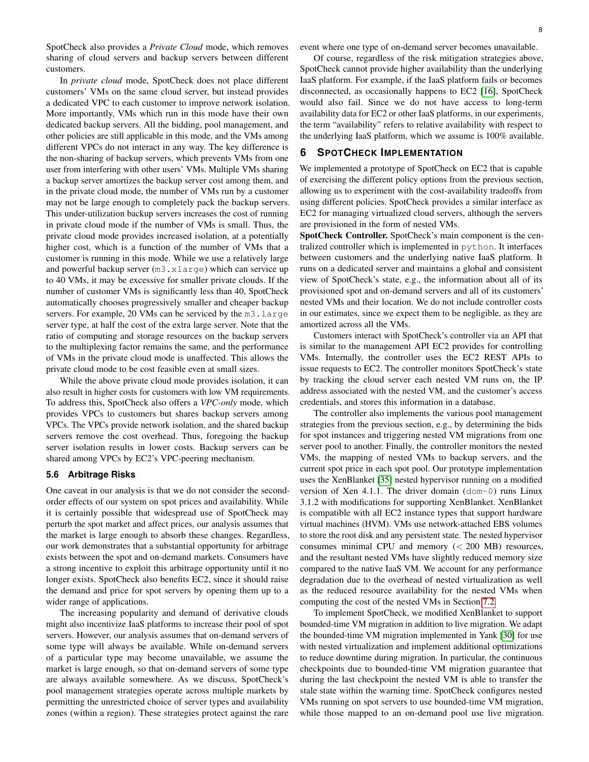SpotCheck also provides a *Private Cloud* mode, which removes sharing of cloud servers and backup servers between different customers.

In *private cloud* mode, SpotCheck does not place different customers' VMs on the same cloud server, but instead provides a dedicated VPC to each customer to improve network isolation. More importantly, VMs which run in this mode have their own dedicated backup servers. All the bidding, pool management, and other policies are still applicable in this mode, and the VMs among different VPCs do not interact in any way. The key difference is the non-sharing of backup servers, which prevents VMs from one user from interfering with other users' VMs. Multiple VMs sharing a backup server amortizes the backup server cost among them, and in the private cloud mode, the number of VMs run by a customer may not be large enough to completely pack the backup servers. This under-utilization backup servers increases the cost of running in private cloud mode if the number of VMs is small. Thus, the private cloud mode provides increased isolation, at a potentially higher cost, which is a function of the number of VMs that a customer is running in this mode. While we use a relatively large and powerful backup server (`m3.xlarge`) which can service up to 40 VMs, it may be excessive for smaller private clouds. If the number of customer VMs is significantly less than 40, SpotCheck automatically chooses progressively smaller and cheaper backup servers. For example, 20 VMs can be serviced by the `m3.large` server type, at half the cost of the extra large server. Note that the ratio of computing and storage resources on the backup servers to the multiplexing factor remains the same, and the performance of VMs in the private cloud mode is unaffected. This allows the private cloud mode to be cost feasible even at small sizes.

While the above private cloud mode provides isolation, it can also result in higher costs for customers with low VM requirements. To address this, SpotCheck also offers a *VPC-only* mode, which provides VPCs to customers but shares backup servers among VPCs. The VPCs provide network isolation, and the shared backup servers remove the cost overhead. Thus, foregoing the backup server isolation results in lower costs. Backup servers can be shared among VPCs by EC2's VPC-peering mechanism.

### 5.6 Arbitrage Risks

One caveat in our analysis is that we do not consider the second-order effects of our system on spot prices and availability. While it is certainly possible that widespread use of SpotCheck may perturb the spot market and affect prices, our analysis assumes that the market is large enough to absorb these changes. Regardless, our work demonstrates that a substantial opportunity for arbitrage exists between the spot and on-demand markets. Consumers have a strong incentive to exploit this arbitrage opportunity until it no longer exists. SpotCheck also benefits EC2, since it should raise the demand and price for spot servers by opening them up to a wider range of applications.

The increasing popularity and demand of derivative clouds might also incentivize IaaS platforms to increase their pool of spot servers. However, our analysis assumes that on-demand servers of some type will always be available. While on-demand servers of a particular type may become unavailable, we assume the market is large enough, so that on-demand servers of some type are always available somewhere. As we discuss, SpotCheck's pool management strategies operate across multiple markets by permitting the unrestricted choice of server types and availability zones (within a region). These strategies protect against the rare event where one type of on-demand server becomes unavailable.

Of course, regardless of the risk mitigation strategies above, SpotCheck cannot provide higher availability than the underlying IaaS platform. For example, if the IaaS platform fails or becomes disconnected, as occasionally happens to EC2 [16], SpotCheck would also fail. Since we do not have access to long-term availability data for EC2 or other IaaS platforms, in our experiments, the term "availability" refers to relative availability with respect to the underlying IaaS platform, which we assume is 100% available.

## 6 SpotCheck Implementation

We implemented a prototype of SpotCheck on EC2 that is capable of exercising the different policy options from the previous section, allowing us to experiment with the cost-availability tradeoffs from using different policies. SpotCheck provides a similar interface as EC2 for managing virtualized cloud servers, although the servers are provisioned in the form of nested VMs.

**SpotCheck Controller.** SpotCheck's main component is the centralized controller which is implemented in `python`. It interfaces between customers and the underlying native IaaS platform. It runs on a dedicated server and maintains a global and consistent view of SpotCheck's state, e.g., the information about all of its provisioned spot and on-demand servers and all of its customers' nested VMs and their location. We do not include controller costs in our estimates, since we expect them to be negligible, as they are amortized across all the VMs.

Customers interact with SpotCheck's controller via an API that is similar to the management API EC2 provides for controlling VMs. Internally, the controller uses the EC2 REST APIs to issue requests to EC2. The controller monitors SpotCheck's state by tracking the cloud server each nested VM runs on, the IP address associated with the nested VM, and the customer's access credentials, and stores this information in a database.

The controller also implements the various pool management strategies from the previous section, e.g., by determining the bids for spot instances and triggering nested VM migrations from one server pool to another. Finally, the controller monitors the nested VMs, the mapping of nested VMs to backup servers, and the current spot price in each spot pool. Our prototype implementation uses the XenBlanket [35] nested hypervisor running on a modified version of Xen 4.1.1. The driver domain (`dom-0`) runs Linux 3.1.2 with modifications for supporting XenBlanket. XenBlanket is compatible with all EC2 instance types that support hardware virtual machines (HVM). VMs use network-attached EBS volumes to store the root disk and any persistent state. The nested hypervisor consumes minimal CPU and memory ($<$ 200 MB) resources, and the resultant nested VMs have slightly reduced memory size compared to the native IaaS VM. We account for any performance degradation due to the overhead of nested virtualization as well as the reduced resource availability for the nested VMs when computing the cost of the nested VMs in Section 7.2.

To implement SpotCheck, we modified XenBlanket to support bounded-time VM migration in addition to live migration. We adapt the bounded-time VM migration implemented in Yank [30] for use with nested virtualization and implement additional optimizations to reduce downtime during migration. In particular, the continuous checkpoints due to bounded-time VM migration guarantee that during the last checkpoint the nested VM is able to transfer the stale state within the warning time. SpotCheck configures nested VMs running on spot servers to use bounded-time VM migration, while those mapped to an on-demand pool use live migration.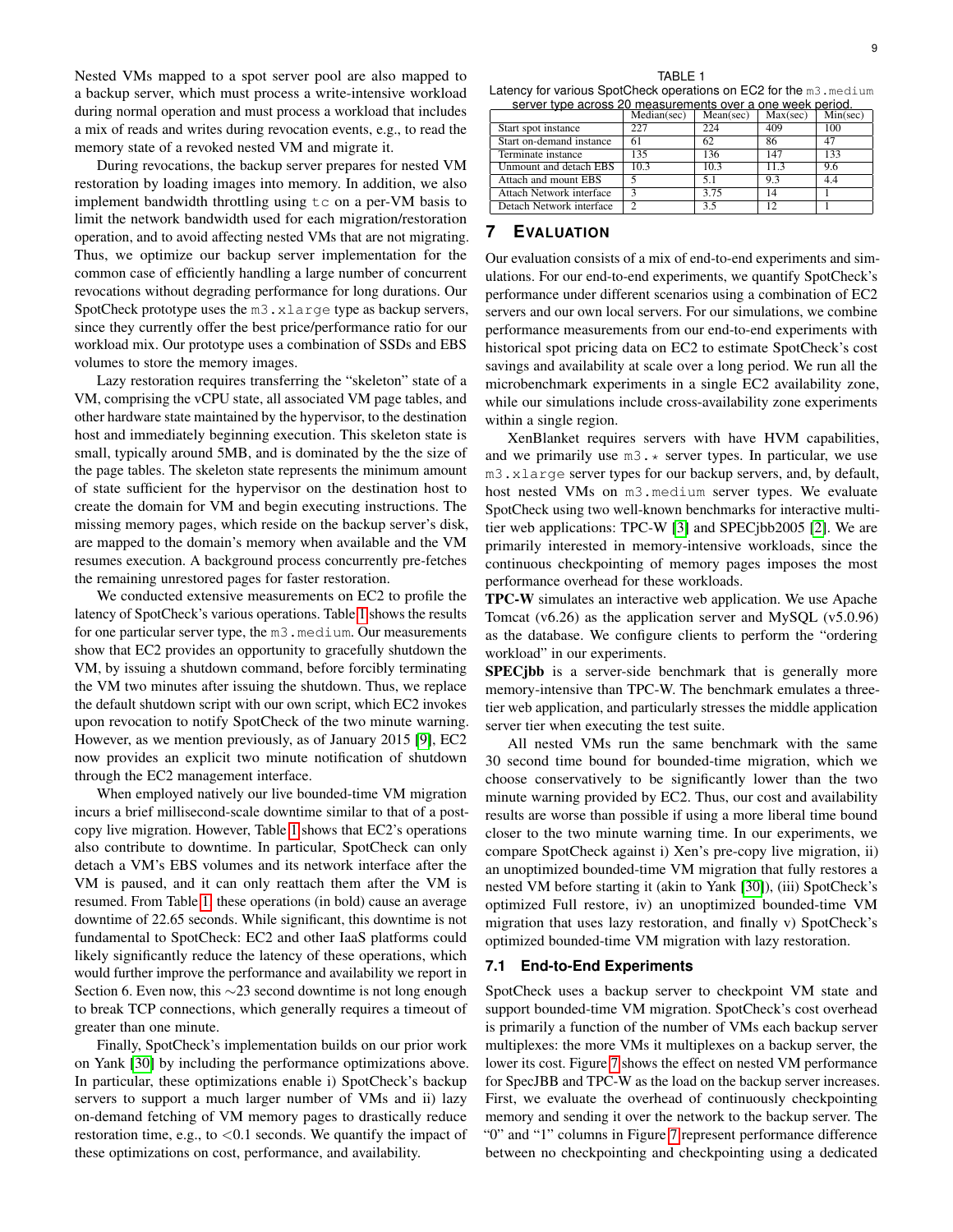Nested VMs mapped to a spot server pool are also mapped to a backup server, which must process a write-intensive workload during normal operation and must process a workload that includes a mix of reads and writes during revocation events, e.g., to read the memory state of a revoked nested VM and migrate it.

During revocations, the backup server prepares for nested VM restoration by loading images into memory. In addition, we also implement bandwidth throttling using `tc` on a per-VM basis to limit the network bandwidth used for each migration/restoration operation, and to avoid affecting nested VMs that are not migrating. Thus, we optimize our backup server implementation for the common case of efficiently handling a large number of concurrent revocations without degrading performance for long durations. Our SpotCheck prototype uses the `m3.xlarge` type as backup servers, since they currently offer the best price/performance ratio for our workload mix. Our prototype uses a combination of SSDs and EBS volumes to store the memory images.

Lazy restoration requires transferring the "skeleton" state of a VM, comprising the vCPU state, all associated VM page tables, and other hardware state maintained by the hypervisor, to the destination host and immediately beginning execution. This skeleton state is small, typically around 5MB, and is dominated by the the size of the page tables. The skeleton state represents the minimum amount of state sufficient for the hypervisor on the destination host to create the domain for VM and begin executing instructions. The missing memory pages, which reside on the backup server's disk, are mapped to the domain's memory when available and the VM resumes execution. A background process concurrently pre-fetches the remaining unrestored pages for faster restoration.

We conducted extensive measurements on EC2 to profile the latency of SpotCheck's various operations. Table 1 shows the results for one particular server type, the `m3.medium`. Our measurements show that EC2 provides an opportunity to gracefully shutdown the VM, by issuing a shutdown command, before forcibly terminating the VM two minutes after issuing the shutdown. Thus, we replace the default shutdown script with our own script, which EC2 invokes upon revocation to notify SpotCheck of the two minute warning. However, as we mention previously, as of January 2015 [9], EC2 now provides an explicit two minute notification of shutdown through the EC2 management interface.

When employed natively our live bounded-time VM migration incurs a brief millisecond-scale downtime similar to that of a post-copy live migration. However, Table 1 shows that EC2's operations also contribute to downtime. In particular, SpotCheck can only detach a VM's EBS volumes and its network interface after the VM is paused, and it can only reattach them after the VM is resumed. From Table 1, these operations (in bold) cause an average downtime of 22.65 seconds. While significant, this downtime is not fundamental to SpotCheck: EC2 and other IaaS platforms could likely significantly reduce the latency of these operations, which would further improve the performance and availability we report in Section 6. Even now, this $\sim$23 second downtime is not long enough to break TCP connections, which generally requires a timeout of greater than one minute.

Finally, SpotCheck's implementation builds on our prior work on Yank [30] by including the performance optimizations above. In particular, these optimizations enable i) SpotCheck's backup servers to support a much larger number of VMs and ii) lazy on-demand fetching of VM memory pages to drastically reduce restoration time, e.g., to <0.1 seconds. We quantify the impact of these optimizations on cost, performance, and availability.

TABLE 1
Latency for various SpotCheck operations on EC2 for the `m3.medium` server type across 20 measurements over a one week period.

| | Median(sec) | Mean(sec) | Max(sec) | Min(sec) |
|---|---|---|---|---|
| Start spot instance | 227 | 224 | 409 | 100 |
| Start on-demand instance | 61 | 62 | 86 | 47 |
| Terminate instance | 135 | 136 | 147 | 133 |
| Unmount and detach EBS | 10.3 | 10.3 | 11.3 | 9.6 |
| Attach and mount EBS | 5 | 5.1 | 9.3 | 4.4 |
| Attach Network interface | 3 | 3.75 | 14 | 1 |
| Detach Network interface | 2 | 3.5 | 12 | 1 |

## 7 Evaluation

Our evaluation consists of a mix of end-to-end experiments and simulations. For our end-to-end experiments, we quantify SpotCheck's performance under different scenarios using a combination of EC2 servers and our own local servers. For our simulations, we combine performance measurements from our end-to-end experiments with historical spot pricing data on EC2 to estimate SpotCheck's cost savings and availability at scale over a long period. We run all the microbenchmark experiments in a single EC2 availability zone, while our simulations include cross-availability zone experiments within a single region.

XenBlanket requires servers with have HVM capabilities, and we primarily use `m3.*` server types. In particular, we use `m3.xlarge` server types for our backup servers, and, by default, host nested VMs on `m3.medium` server types. We evaluate SpotCheck using two well-known benchmarks for interactive multi-tier web applications: TPC-W [3] and SPECjbb2005 [2]. We are primarily interested in memory-intensive workloads, since the continuous checkpointing of memory pages imposes the most performance overhead for these workloads.

**TPC-W** simulates an interactive web application. We use Apache Tomcat (v6.26) as the application server and MySQL (v5.0.96) as the database. We configure clients to perform the "ordering workload" in our experiments.

**SPECjbb** is a server-side benchmark that is generally more memory-intensive than TPC-W. The benchmark emulates a three-tier web application, and particularly stresses the middle application server tier when executing the test suite.

All nested VMs run the same benchmark with the same 30 second time bound for bounded-time migration, which we choose conservatively to be significantly lower than the two minute warning provided by EC2. Thus, our cost and availability results are worse than possible if using a more liberal time bound closer to the two minute warning time. In our experiments, we compare SpotCheck against i) Xen's pre-copy live migration, ii) an unoptimized bounded-time VM migration that fully restores a nested VM before starting it (akin to Yank [30]), (iii) SpotCheck's optimized Full restore, iv) an unoptimized bounded-time VM migration that uses lazy restoration, and finally v) SpotCheck's optimized bounded-time VM migration with lazy restoration.

### 7.1 End-to-End Experiments

SpotCheck uses a backup server to checkpoint VM state and support bounded-time VM migration. SpotCheck's cost overhead is primarily a function of the number of VMs each backup server multiplexes: the more VMs it multiplexes on a backup server, the lower its cost. Figure 7 shows the effect on nested VM performance for SpecJBB and TPC-W as the load on the backup server increases. First, we evaluate the overhead of continuously checkpointing memory and sending it over the network to the backup server. The "0" and "1" columns in Figure 7 represent performance difference between no checkpointing and checkpointing using a dedicated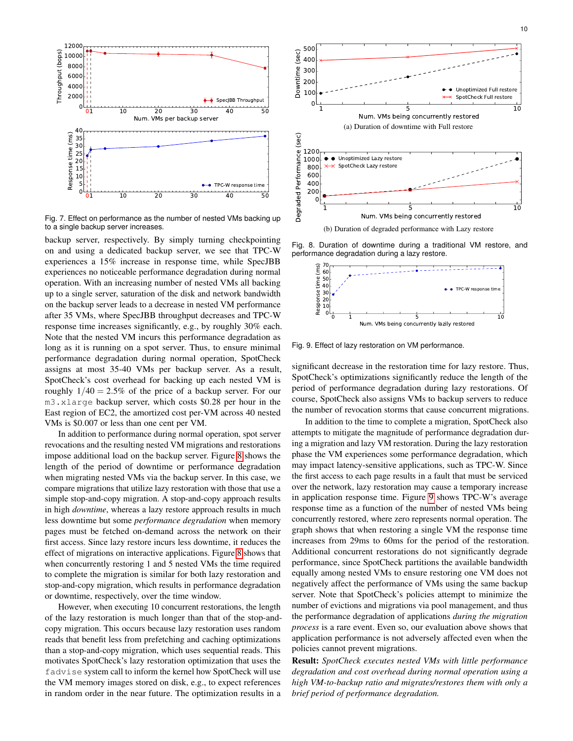Fig. 7. Effect on performance as the number of nested VMs backing up to a single backup server increases.

backup server, respectively. By simply turning checkpointing on and using a dedicated backup server, we see that TPC-W experiences a 15% increase in response time, while SpecJBB experiences no noticeable performance degradation during normal operation. With an increasing number of nested VMs all backing up to a single server, saturation of the disk and network bandwidth on the backup server leads to a decrease in nested VM performance after 35 VMs, where SpecJBB throughput decreases and TPC-W response time increases significantly, e.g., by roughly 30% each. Note that the nested VM incurs this performance degradation as long as it is running on a spot server. Thus, to ensure minimal performance degradation during normal operation, SpotCheck assigns at most 35-40 VMs per backup server. As a result, SpotCheck's cost overhead for backing up each nested VM is roughly $1/40 = 2.5\%$ of the price of a backup server. For our `m3.xlarge` backup server, which costs $0.28 per hour in the East region of EC2, the amortized cost per-VM across 40 nested VMs is $0.007 or less than one cent per VM.

In addition to performance during normal operation, spot server revocations and the resulting nested VM migrations and restorations impose additional load on the backup server. Figure 8 shows the length of the period of downtime or performance degradation when migrating nested VMs via the backup server. In this case, we compare migrations that utilize lazy restoration with those that use a simple stop-and-copy migration. A stop-and-copy approach results in high *downtime*, whereas a lazy restore approach results in much less downtime but some *performance degradation* when memory pages must be fetched on-demand across the network on their first access. Since lazy restore incurs less downtime, it reduces the effect of migrations on interactive applications. Figure 8 shows that when concurrently restoring 1 and 5 nested VMs the time required to complete the migration is similar for both lazy restoration and stop-and-copy migration, which results in performance degradation or downtime, respectively, over the time window.

However, when executing 10 concurrent restorations, the length of the lazy restoration is much longer than that of the stop-and-copy migration. This occurs because lazy restoration uses random reads that benefit less from prefetching and caching optimizations than a stop-and-copy migration, which uses sequential reads. This motivates SpotCheck's lazy restoration optimization that uses the `fadvise` system call to inform the kernel how SpotCheck will use the VM memory images stored on disk, e.g., to expect references in random order in the near future. The optimization results in a significant decrease in the restoration time for lazy restore. Thus, SpotCheck's optimizations significantly reduce the length of the period of performance degradation during lazy restorations. Of course, SpotCheck also assigns VMs to backup servers to reduce the number of revocation storms that cause concurrent migrations.

(a) Duration of downtime with Full restore

(b) Duration of degraded performance with Lazy restore

Fig. 8. Duration of downtime during a traditional VM restore, and performance degradation during a lazy restore.

Fig. 9. Effect of lazy restoration on VM performance.

In addition to the time to complete a migration, SpotCheck also attempts to mitigate the magnitude of performance degradation during a migration and lazy VM restoration. During the lazy restoration phase the VM experiences some performance degradation, which may impact latency-sensitive applications, such as TPC-W. Since the first access to each page results in a fault that must be serviced over the network, lazy restoration may cause a temporary increase in application response time. Figure 9 shows TPC-W's average response time as a function of the number of nested VMs being concurrently restored, where zero represents normal operation. The graph shows that when restoring a single VM the response time increases from 29ms to 60ms for the period of the restoration. Additional concurrent restorations do not significantly degrade performance, since SpotCheck partitions the available bandwidth equally among nested VMs to ensure restoring one VM does not negatively affect the performance of VMs using the same backup server. Note that SpotCheck's policies attempt to minimize the number of evictions and migrations via pool management, and thus the performance degradation of applications *during the migration process* is a rare event. Even so, our evaluation above shows that application performance is not adversely affected even when the policies cannot prevent migrations.

**Result:** *SpotCheck executes nested VMs with little performance degradation and cost overhead during normal operation using a high VM-to-backup ratio and migrates/restores them with only a brief period of performance degradation.*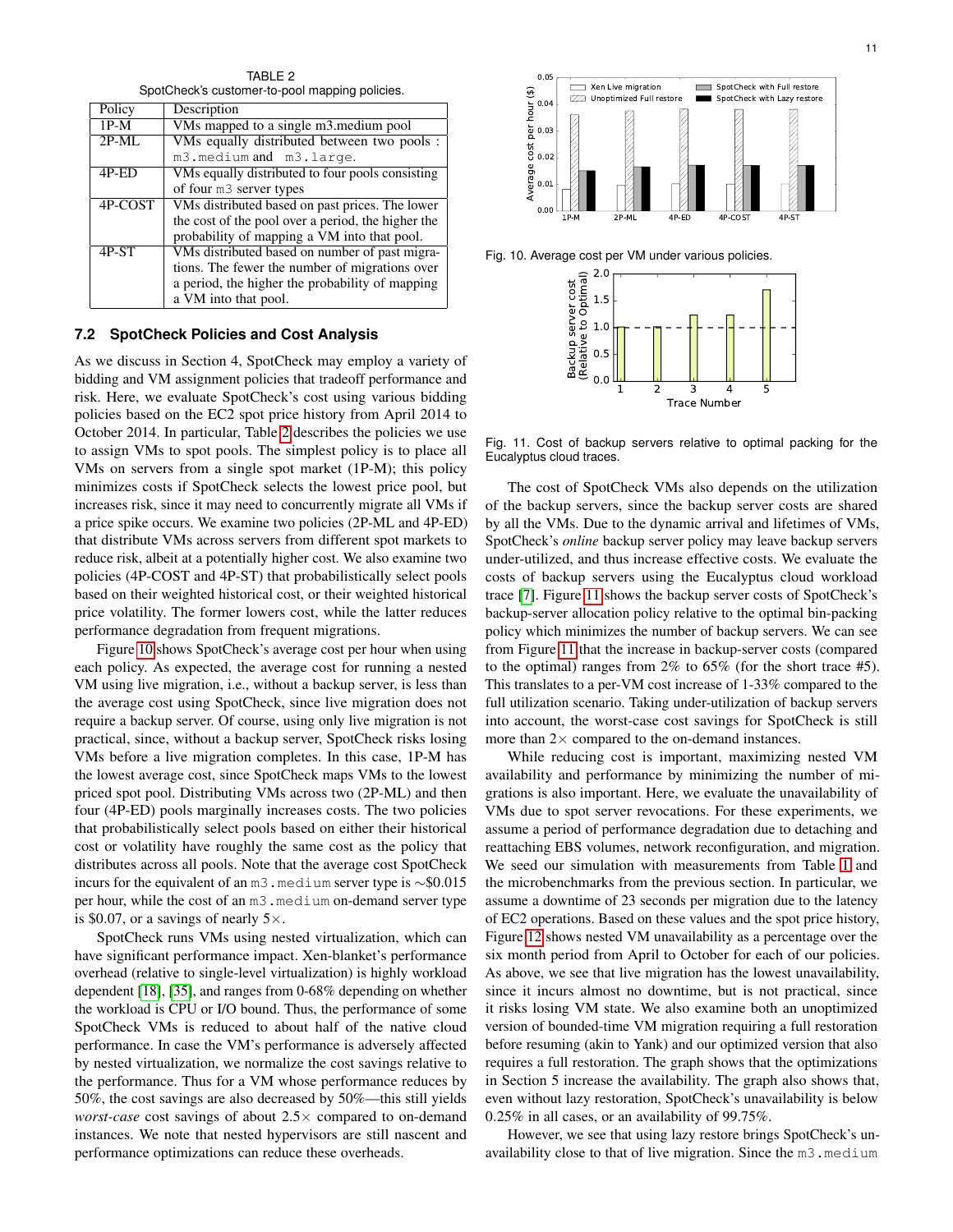TABLE 2
SpotCheck's customer-to-pool mapping policies.

| Policy | Description |
|---|---|
| 1P-M | VMs mapped to a single m3.medium pool |
| 2P-ML | VMs equally distributed between two pools : m3.medium and m3.large. |
| 4P-ED | VMs equally distributed to four pools consisting of four m3 server types |
| 4P-COST | VMs distributed based on past prices. The lower the cost of the pool over a period, the higher the probability of mapping a VM into that pool. |
| 4P-ST | VMs distributed based on number of past migrations. The fewer the number of migrations over a period, the higher the probability of mapping a VM into that pool. |

### 7.2 SpotCheck Policies and Cost Analysis

As we discuss in Section 4, SpotCheck may employ a variety of bidding and VM assignment policies that tradeoff performance and risk. Here, we evaluate SpotCheck's cost using various bidding policies based on the EC2 spot price history from April 2014 to October 2014. In particular, Table 2 describes the policies we use to assign VMs to spot pools. The simplest policy is to place all VMs on servers from a single spot market (1P-M); this policy minimizes costs if SpotCheck selects the lowest price pool, but increases risk, since it may need to concurrently migrate all VMs if a price spike occurs. We examine two policies (2P-ML and 4P-ED) that distribute VMs across servers from different spot markets to reduce risk, albeit at a potentially higher cost. We also examine two policies (4P-COST and 4P-ST) that probabilistically select pools based on their weighted historical cost, or their weighted historical price volatility. The former lowers cost, while the latter reduces performance degradation from frequent migrations.

Figure 10 shows SpotCheck's average cost per hour when using each policy. As expected, the average cost for running a nested VM using live migration, i.e., without a backup server, is less than the average cost using SpotCheck, since live migration does not require a backup server. Of course, using only live migration is not practical, since, without a backup server, SpotCheck risks losing VMs before a live migration completes. In this case, 1P-M has the lowest average cost, since SpotCheck maps VMs to the lowest priced spot pool. Distributing VMs across two (2P-ML) and then four (4P-ED) pools marginally increases costs. The two policies that probabilistically select pools based on either their historical cost or volatility have roughly the same cost as the policy that distributes across all pools. Note that the average cost SpotCheck incurs for the equivalent of an m3.medium server type is ~$0.015 per hour, while the cost of an m3.medium on-demand server type is $0.07, or a savings of nearly 5×.

SpotCheck runs VMs using nested virtualization, which can have significant performance impact. Xen-blanket's performance overhead (relative to single-level virtualization) is highly workload dependent [18], [35], and ranges from 0-68% depending on whether the workload is CPU or I/O bound. Thus, the performance of some SpotCheck VMs is reduced to about half of the native cloud performance. In case the VM's performance is adversely affected by nested virtualization, we normalize the cost savings relative to the performance. Thus for a VM whose performance reduces by 50%, the cost savings are also decreased by 50%—this still yields *worst-case* cost savings of about 2.5× compared to on-demand instances. We note that nested hypervisors are still nascent and performance optimizations can reduce these overheads.

Fig. 10. Average cost per VM under various policies.

Fig. 11. Cost of backup servers relative to optimal packing for the Eucalyptus cloud traces.

The cost of SpotCheck VMs also depends on the utilization of the backup servers, since the backup server costs are shared by all the VMs. Due to the dynamic arrival and lifetimes of VMs, SpotCheck's *online* backup server policy may leave backup servers under-utilized, and thus increase effective costs. We evaluate the costs of backup servers using the Eucalyptus cloud workload trace [7]. Figure 11 shows the backup server costs of SpotCheck's backup-server allocation policy relative to the optimal bin-packing policy which minimizes the number of backup servers. We can see from Figure 11 that the increase in backup-server costs (compared to the optimal) ranges from 2% to 65% (for the short trace #5). This translates to a per-VM cost increase of 1-33% compared to the full utilization scenario. Taking under-utilization of backup servers into account, the worst-case cost savings for SpotCheck is still more than 2× compared to the on-demand instances.

While reducing cost is important, maximizing nested VM availability and performance by minimizing the number of migrations is also important. Here, we evaluate the unavailability of VMs due to spot server revocations. For these experiments, we assume a period of performance degradation due to detaching and reattaching EBS volumes, network reconfiguration, and migration. We seed our simulation with measurements from Table 1 and the microbenchmarks from the previous section. In particular, we assume a downtime of 23 seconds per migration due to the latency of EC2 operations. Based on these values and the spot price history, Figure 12 shows nested VM unavailability as a percentage over the six month period from April to October for each of our policies. As above, we see that live migration has the lowest unavailability, since it incurs almost no downtime, but is not practical, since it risks losing VM state. We also examine both an unoptimized version of bounded-time VM migration requiring a full restoration before resuming (akin to Yank) and our optimized version that also requires a full restoration. The graph shows that the optimizations in Section 5 increase the availability. The graph also shows that, even without lazy restoration, SpotCheck's unavailability is below 0.25% in all cases, or an availability of 99.75%.

However, we see that using lazy restore brings SpotCheck's unavailability close to that of live migration. Since the m3.medium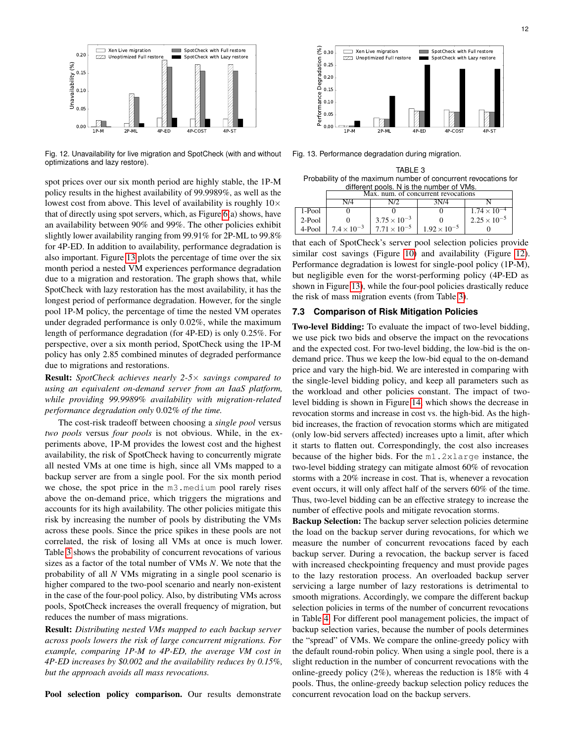Fig. 12. Unavailability for live migration and SpotCheck (with and without optimizations and lazy restore).

Fig. 13. Performance degradation during migration.

spot prices over our six month period are highly stable, the 1P-M policy results in the highest availability of 99.9989%, as well as the lowest cost from above. This level of availability is roughly 10× that of directly using spot servers, which, as Figure 6(a) shows, have an availability between 90% and 99%. The other policies exhibit slightly lower availability ranging from 99.91% for 2P-ML to 99.8% for 4P-ED. In addition to availability, performance degradation is also important. Figure 13 plots the percentage of time over the six month period a nested VM experiences performance degradation due to a migration and restoration. The graph shows that, while SpotCheck with lazy restoration has the most availability, it has the longest period of performance degradation. However, for the single pool 1P-M policy, the percentage of time the nested VM operates under degraded performance is only 0.02%, while the maximum length of performance degradation (for 4P-ED) is only 0.25%. For perspective, over a six month period, SpotCheck using the 1P-M policy has only 2.85 combined minutes of degraded performance due to migrations and restorations.

**Result:** *SpotCheck achieves nearly 2-5× savings compared to using an equivalent on-demand server from an IaaS platform, while providing 99.9989% availability with migration-related performance degradation only* 0.02% *of the time.*

The cost-risk tradeoff between choosing a *single pool* versus *two pools* versus *four pools* is not obvious. While, in the experiments above, 1P-M provides the lowest cost and the highest availability, the risk of SpotCheck having to concurrently migrate all nested VMs at one time is high, since all VMs mapped to a backup server are from a single pool. For the six month period we chose, the spot price in the `m3.medium` pool rarely rises above the on-demand price, which triggers the migrations and accounts for its high availability. The other policies mitigate this risk by increasing the number of pools by distributing the VMs across these pools. Since the price spikes in these pools are not correlated, the risk of losing all VMs at once is much lower. Table 3 shows the probability of concurrent revocations of various sizes as a factor of the total number of VMs $N$. We note that the probability of all $N$ VMs migrating in a single pool scenario is higher compared to the two-pool scenario and nearly non-existent in the case of the four-pool policy. Also, by distributing VMs across pools, SpotCheck increases the overall frequency of migration, but reduces the number of mass migrations.

**Result:** *Distributing nested VMs mapped to each backup server across pools lowers the risk of large concurrent migrations. For example, comparing 1P-M to 4P-ED, the average VM cost in 4P-ED increases by $0.002 and the availability reduces by 0.15%, but the approach avoids all mass revocations.*

**Pool selection policy comparison.** Our results demonstrate that each of SpotCheck's server pool selection policies provide similar cost savings (Figure 10) and availability (Figure 12). Performance degradation is lowest for single-pool policy (1P-M), but negligible even for the worst-performing policy (4P-ED as shown in Figure 13), while the four-pool policies drastically reduce the risk of mass migration events (from Table 3).

TABLE 3
Probability of the maximum number of concurrent revocations for different pools. N is the number of VMs.

| | Max. num. of concurrent revocations | | | |
|---|---|---|---|---|
| | N/4 | N/2 | 3N/4 | N |
| 1-Pool | 0 | 0 | 0 | $1.74 \times 10^{-4}$ |
| 2-Pool | 0 | $3.75 \times 10^{-3}$ | 0 | $2.25 \times 10^{-5}$ |
| 4-Pool | $7.4 \times 10^{-3}$ | $7.71 \times 10^{-5}$ | $1.92 \times 10^{-5}$ | 0 |

### 7.3 Comparison of Risk Mitigation Policies

**Two-level Bidding:** To evaluate the impact of two-level bidding, we use pick two bids and observe the impact on the revocations and the expected cost. For two-level bidding, the low-bid is the on-demand price. Thus we keep the low-bid equal to the on-demand price and vary the high-bid. We are interested in comparing with the single-level bidding policy, and keep all parameters such as the workload and other policies constant. The impact of two-level bidding is shown in Figure 14, which shows the decrease in revocation storms and increase in cost vs. the high-bid. As the high-bid increases, the fraction of revocation storms which are mitigated (only low-bid servers affected) increases upto a limit, after which it starts to flatten out. Correspondingly, the cost also increases because of the higher bids. For the `m1.2xlarge` instance, the two-level bidding strategy can mitigate almost 60% of revocation storms with a 20% increase in cost. That is, whenever a revocation event occurs, it will only affect half of the servers 60% of the time. Thus, two-level bidding can be an effective strategy to increase the number of effective pools and mitigate revocation storms.

**Backup Selection:** The backup server selection policies determine the load on the backup server during revocations, for which we measure the number of concurrent revocations faced by each backup server. During a revocation, the backup server is faced with increased checkpointing frequency and must provide pages to the lazy restoration process. An overloaded backup server servicing a large number of lazy restorations is detrimental to smooth migrations. Accordingly, we compare the different backup selection policies in terms of the number of concurrent revocations in Table 4. For different pool management policies, the impact of backup selection varies, because the number of pools determines the "spread" of VMs. We compare the online-greedy policy with the default round-robin policy. When using a single pool, there is a slight reduction in the number of concurrent revocations with the online-greedy policy (2%), whereas the reduction is 18% with 4 pools. Thus, the online-greedy backup selection policy reduces the concurrent revocation load on the backup servers.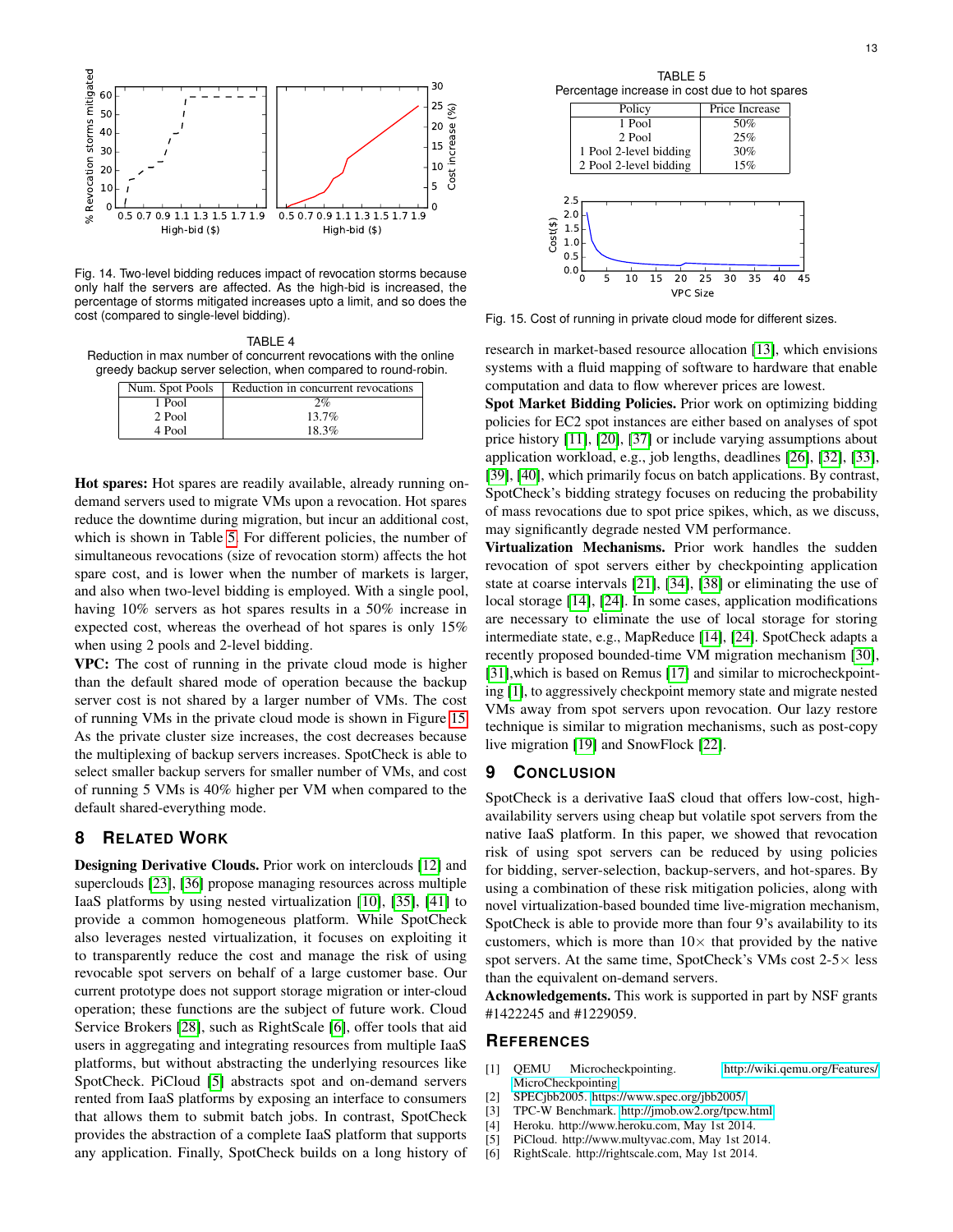Fig. 14. Two-level bidding reduces impact of revocation storms because only half the servers are affected. As the high-bid is increased, the percentage of storms mitigated increases upto a limit, and so does the cost (compared to single-level bidding).

TABLE 4
Reduction in max number of concurrent revocations with the online greedy backup server selection, when compared to round-robin.

| Num. Spot Pools | Reduction in concurrent revocations |
|---|---|
| 1 Pool | 2% |
| 2 Pool | 13.7% |
| 4 Pool | 18.3% |

**Hot spares:** Hot spares are readily available, already running on-demand servers used to migrate VMs upon a revocation. Hot spares reduce the downtime during migration, but incur an additional cost, which is shown in Table 5. For different policies, the number of simultaneous revocations (size of revocation storm) affects the hot spare cost, and is lower when the number of markets is larger, and also when two-level bidding is employed. With a single pool, having 10% servers as hot spares results in a 50% increase in expected cost, whereas the overhead of hot spares is only 15% when using 2 pools and 2-level bidding.

**VPC:** The cost of running in the private cloud mode is higher than the default shared mode of operation because the backup server cost is not shared by a larger number of VMs. The cost of running VMs in the private cloud mode is shown in Figure 15. As the private cluster size increases, the cost decreases because the multiplexing of backup servers increases. SpotCheck is able to select smaller backup servers for smaller number of VMs, and cost of running 5 VMs is 40% higher per VM when compared to the default shared-everything mode.

TABLE 5
Percentage increase in cost due to hot spares

| Policy | Price Increase |
|---|---|
| 1 Pool | 50% |
| 2 Pool | 25% |
| 1 Pool 2-level bidding | 30% |
| 2 Pool 2-level bidding | 15% |

Fig. 15. Cost of running in private cloud mode for different sizes.

## 8 Related Work

**Designing Derivative Clouds.** Prior work on interclouds [12] and superclouds [23], [36] propose managing resources across multiple IaaS platforms by using nested virtualization [10], [35], [41] to provide a common homogeneous platform. While SpotCheck also leverages nested virtualization, it focuses on exploiting it to transparently reduce the cost and manage the risk of using revocable spot servers on behalf of a large customer base. Our current prototype does not support storage migration or inter-cloud operation; these functions are the subject of future work. Cloud Service Brokers [28], such as RightScale [6], offer tools that aid users in aggregating and integrating resources from multiple IaaS platforms, but without abstracting the underlying resources like SpotCheck. PiCloud [5] abstracts spot and on-demand servers rented from IaaS platforms by exposing an interface to consumers that allows them to submit batch jobs. In contrast, SpotCheck provides the abstraction of a complete IaaS platform that supports any application. Finally, SpotCheck builds on a long history of research in market-based resource allocation [13], which envisions systems with a fluid mapping of software to hardware that enable computation and data to flow wherever prices are lowest.

**Spot Market Bidding Policies.** Prior work on optimizing bidding policies for EC2 spot instances are either based on analyses of spot price history [11], [20], [37] or include varying assumptions about application workload, e.g., job lengths, deadlines [26], [32], [33], [39], [40], which primarily focus on batch applications. By contrast, SpotCheck's bidding strategy focuses on reducing the probability of mass revocations due to spot price spikes, which, as we discuss, may significantly degrade nested VM performance.

**Virtualization Mechanisms.** Prior work handles the sudden revocation of spot servers either by checkpointing application state at coarse intervals [21], [34], [38] or eliminating the use of local storage [14], [24]. In some cases, application modifications are necessary to eliminate the use of local storage for storing intermediate state, e.g., MapReduce [14], [24]. SpotCheck adapts a recently proposed bounded-time VM migration mechanism [30], [31],which is based on Remus [17] and similar to microcheckpointing [1], to aggressively checkpoint memory state and migrate nested VMs away from spot servers upon revocation. Our lazy restore technique is similar to migration mechanisms, such as post-copy live migration [19] and SnowFlock [22].

## 9 Conclusion

SpotCheck is a derivative IaaS cloud that offers low-cost, high-availability servers using cheap but volatile spot servers from the native IaaS platform. In this paper, we showed that revocation risk of using spot servers can be reduced by using policies for bidding, server-selection, backup-servers, and hot-spares. By using a combination of these risk mitigation policies, along with novel virtualization-based bounded time live-migration mechanism, SpotCheck is able to provide more than four 9's availability to its customers, which is more than $10\times$ that provided by the native spot servers. At the same time, SpotCheck's VMs cost 2-5$\times$ less than the equivalent on-demand servers.

**Acknowledgements.** This work is supported in part by NSF grants #1422245 and #1229059.

## References

[1] QEMU Microcheckpointing. http://wiki.qemu.org/Features/MicroCheckpointing
[2] SPECjbb2005. https://www.spec.org/jbb2005/
[3] TPC-W Benchmark. http://jmob.ow2.org/tpcw.html
[4] Heroku. http://www.heroku.com, May 1st 2014.
[5] PiCloud. http://www.multyvac.com, May 1st 2014.
[6] RightScale. http://rightscale.com, May 1st 2014.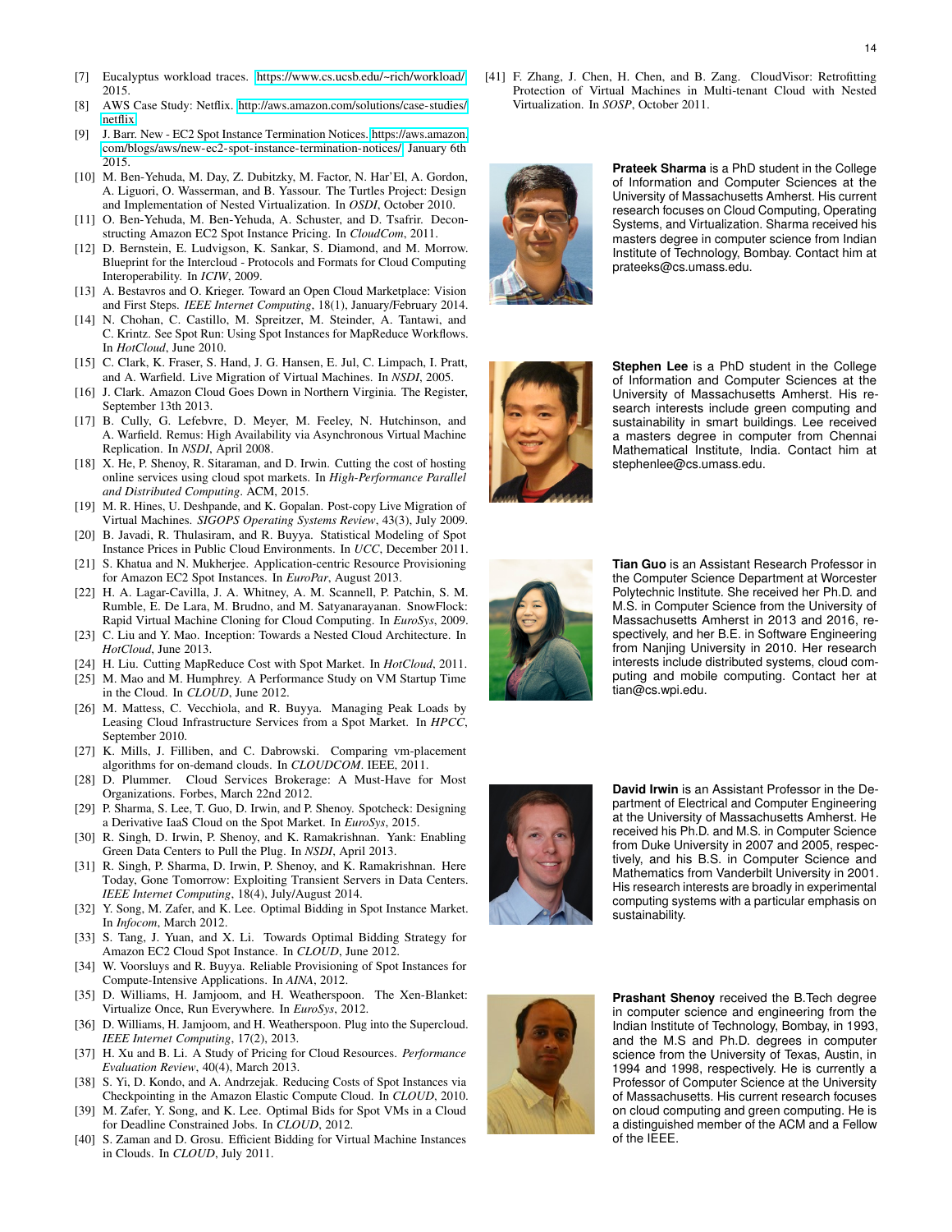[7] Eucalyptus workload traces. https://www.cs.ucsb.edu/~rich/workload/ 2015.

[8] AWS Case Study: Netflix. http://aws.amazon.com/solutions/case-studies/netflix

[9] J. Barr. New - EC2 Spot Instance Termination Notices. https://aws.amazon.com/blogs/aws/new-ec2-spot-instance-termination-notices/ January 6th 2015.

[10] M. Ben-Yehuda, M. Day, Z. Dubitzky, M. Factor, N. Har'El, A. Gordon, A. Liguori, O. Wasserman, and B. Yassour. The Turtles Project: Design and Implementation of Nested Virtualization. In *OSDI*, October 2010.

[11] O. Ben-Yehuda, M. Ben-Yehuda, A. Schuster, and D. Tsafrir. Deconstructing Amazon EC2 Spot Instance Pricing. In *CloudCom*, 2011.

[12] D. Bernstein, E. Ludvigson, K. Sankar, S. Diamond, and M. Morrow. Blueprint for the Intercloud - Protocols and Formats for Cloud Computing Interoperability. In *ICIW*, 2009.

[13] A. Bestavros and O. Krieger. Toward an Open Cloud Marketplace: Vision and First Steps. *IEEE Internet Computing*, 18(1), January/February 2014.

[14] N. Chohan, C. Castillo, M. Spreitzer, M. Steinder, A. Tantawi, and C. Krintz. See Spot Run: Using Spot Instances for MapReduce Workflows. In *HotCloud*, June 2010.

[15] C. Clark, K. Fraser, S. Hand, J. G. Hansen, E. Jul, C. Limpach, I. Pratt, and A. Warfield. Live Migration of Virtual Machines. In *NSDI*, 2005.

[16] J. Clark. Amazon Cloud Goes Down in Northern Virginia. The Register, September 13th 2013.

[17] B. Cully, G. Lefebvre, D. Meyer, M. Feeley, N. Hutchinson, and A. Warfield. Remus: High Availability via Asynchronous Virtual Machine Replication. In *NSDI*, April 2008.

[18] X. He, P. Shenoy, R. Sitaraman, and D. Irwin. Cutting the cost of hosting online services using cloud spot markets. In *High-Performance Parallel and Distributed Computing*. ACM, 2015.

[19] M. R. Hines, U. Deshpande, and K. Gopalan. Post-copy Live Migration of Virtual Machines. *SIGOPS Operating Systems Review*, 43(3), July 2009.

[20] B. Javadi, R. Thulasiram, and R. Buyya. Statistical Modeling of Spot Instance Prices in Public Cloud Environments. In *UCC*, December 2011.

[21] S. Khatua and N. Mukherjee. Application-centric Resource Provisioning for Amazon EC2 Spot Instances. In *EuroPar*, August 2013.

[22] H. A. Lagar-Cavilla, J. A. Whitney, A. M. Scannell, P. Patchin, S. M. Rumble, E. De Lara, M. Brudno, and M. Satyanarayanan. SnowFlock: Rapid Virtual Machine Cloning for Cloud Computing. In *EuroSys*, 2009.

[23] C. Liu and Y. Mao. Inception: Towards a Nested Cloud Architecture. In *HotCloud*, June 2013.

[24] H. Liu. Cutting MapReduce Cost with Spot Market. In *HotCloud*, 2011.

[25] M. Mao and M. Humphrey. A Performance Study on VM Startup Time in the Cloud. In *CLOUD*, June 2012.

[26] M. Mattess, C. Vecchiola, and R. Buyya. Managing Peak Loads by Leasing Cloud Infrastructure Services from a Spot Market. In *HPCC*, September 2010.

[27] K. Mills, J. Filliben, and C. Dabrowski. Comparing vm-placement algorithms for on-demand clouds. In *CLOUDCOM*. IEEE, 2011.

[28] D. Plummer. Cloud Services Brokerage: A Must-Have for Most Organizations. Forbes, March 22nd 2012.

[29] P. Sharma, S. Lee, T. Guo, D. Irwin, and P. Shenoy. Spotcheck: Designing a Derivative IaaS Cloud on the Spot Market. In *EuroSys*, 2015.

[30] R. Singh, D. Irwin, P. Shenoy, and K. Ramakrishnan. Yank: Enabling Green Data Centers to Pull the Plug. In *NSDI*, April 2013.

[31] R. Singh, P. Sharma, D. Irwin, P. Shenoy, and K. Ramakrishnan. Here Today, Gone Tomorrow: Exploiting Transient Servers in Data Centers. *IEEE Internet Computing*, 18(4), July/August 2014.

[32] Y. Song, M. Zafer, and K. Lee. Optimal Bidding in Spot Instance Market. In *Infocom*, March 2012.

[33] S. Tang, J. Yuan, and X. Li. Towards Optimal Bidding Strategy for Amazon EC2 Cloud Spot Instance. In *CLOUD*, June 2012.

[34] W. Voorsluys and R. Buyya. Reliable Provisioning of Spot Instances for Compute-Intensive Applications. In *AINA*, 2012.

[35] D. Williams, H. Jamjoom, and H. Weatherspoon. The Xen-Blanket: Virtualize Once, Run Everywhere. In *EuroSys*, 2012.

[36] D. Williams, H. Jamjoom, and H. Weatherspoon. Plug into the Supercloud. *IEEE Internet Computing*, 17(2), 2013.

[37] H. Xu and B. Li. A Study of Pricing for Cloud Resources. *Performance Evaluation Review*, 40(4), March 2013.

[38] S. Yi, D. Kondo, and A. Andrzejak. Reducing Costs of Spot Instances via Checkpointing in the Amazon Elastic Compute Cloud. In *CLOUD*, 2010.

[39] M. Zafer, Y. Song, and K. Lee. Optimal Bids for Spot VMs in a Cloud for Deadline Constrained Jobs. In *CLOUD*, 2012.

[40] S. Zaman and D. Grosu. Efficient Bidding for Virtual Machine Instances in Clouds. In *CLOUD*, July 2011.

[41] F. Zhang, J. Chen, H. Chen, and B. Zang. CloudVisor: Retrofitting Protection of Virtual Machines in Multi-tenant Cloud with Nested Virtualization. In *SOSP*, October 2011.

**Prateek Sharma** is a PhD student in the College of Information and Computer Sciences at the University of Massachusetts Amherst. His current research focuses on Cloud Computing, Operating Systems, and Virtualization. Sharma received his masters degree in computer science from Indian Institute of Technology, Bombay. Contact him at prateeks@cs.umass.edu.

**Stephen Lee** is a PhD student in the College of Information and Computer Sciences at the University of Massachusetts Amherst. His research interests include green computing and sustainability in smart buildings. Lee received a masters degree in computer from Chennai Mathematical Institute, India. Contact him at stephenlee@cs.umass.edu.

**Tian Guo** is an Assistant Research Professor in the Computer Science Department at Worcester Polytechnic Institute. She received her Ph.D. and M.S. in Computer Science from the University of Massachusetts Amherst in 2013 and 2016, respectively, and her B.E. in Software Engineering from Nanjing University in 2010. Her research interests include distributed systems, cloud computing and mobile computing. Contact her at tian@cs.wpi.edu.

**David Irwin** is an Assistant Professor in the Department of Electrical and Computer Engineering at the University of Massachusetts Amherst. He received his Ph.D. and M.S. in Computer Science from Duke University in 2007 and 2005, respectively, and his B.S. in Computer Science and Mathematics from Vanderbilt University in 2001. His research interests are broadly in experimental computing systems with a particular emphasis on sustainability.

**Prashant Shenoy** received the B.Tech degree in computer science and engineering from the Indian Institute of Technology, Bombay, in 1993, and the M.S and Ph.D. degrees in computer science from the University of Texas, Austin, in 1994 and 1998, respectively. He is currently a Professor of Computer Science at the University of Massachusetts. His current research focuses on cloud computing and green computing. He is a distinguished member of the ACM and a Fellow of the IEEE.